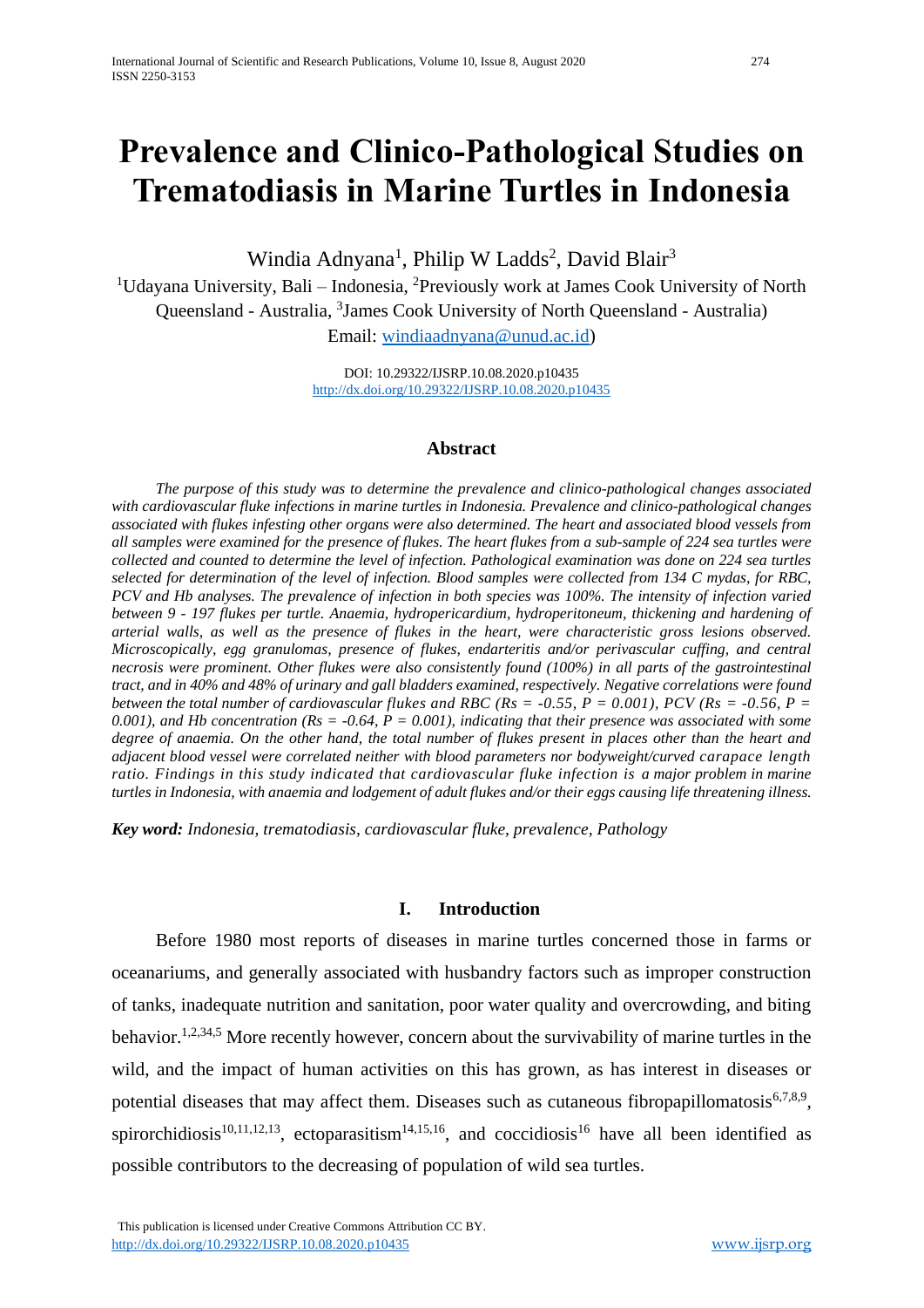# Prevalence and Clinico-Pathological Studies on Trematodiasis in Marine Turtles in Indonesia

Windia Adnyana[1], Philip W Ladds[2], David Blair[3]

[1]Udayana University, Bali – Indonesia, [2]Previously work at James Cook University of North Queensland - Australia, [3]James Cook University of North Queensland - Australia)

Email: windiaadnyana@unud.ac.id)

DOI: 10.29322/IJSRP.10.08.2020.p10435
http://dx.doi.org/10.29322/IJSRP.10.08.2020.p10435

## Abstract

*The purpose of this study was to determine the prevalence and clinico-pathological changes associated with cardiovascular fluke infections in marine turtles in Indonesia. Prevalence and clinico-pathological changes associated with flukes infesting other organs were also determined. The heart and associated blood vessels from all samples were examined for the presence of flukes. The heart flukes from a sub-sample of 224 sea turtles were collected and counted to determine the level of infection. Pathological examination was done on 224 sea turtles selected for determination of the level of infection. Blood samples were collected from 134 C mydas, for RBC, PCV and Hb analyses. The prevalence of infection in both species was 100%. The intensity of infection varied between 9 - 197 flukes per turtle. Anaemia, hydropericardium, hydroperitoneum, thickening and hardening of arterial walls, as well as the presence of flukes in the heart, were characteristic gross lesions observed. Microscopically, egg granulomas, presence of flukes, endarteritis and/or perivascular cuffing, and central necrosis were prominent. Other flukes were also consistently found (100%) in all parts of the gastrointestinal tract, and in 40% and 48% of urinary and gall bladders examined, respectively. Negative correlations were found between the total number of cardiovascular flukes and RBC ($Rs = -0.55$, $P = 0.001$), PCV ($Rs = -0.56$, $P = 0.001$), and Hb concentration ($Rs = -0.64$, $P = 0.001$), indicating that their presence was associated with some degree of anaemia. On the other hand, the total number of flukes present in places other than the heart and adjacent blood vessel were correlated neither with blood parameters nor bodyweight/curved carapace length ratio. Findings in this study indicated that cardiovascular fluke infection is a major problem in marine turtles in Indonesia, with anaemia and lodgement of adult flukes and/or their eggs causing life threatening illness.*

***Key word:*** *Indonesia, trematodiasis, cardiovascular fluke, prevalence, Pathology*

## I. Introduction

Before 1980 most reports of diseases in marine turtles concerned those in farms or oceanariums, and generally associated with husbandry factors such as improper construction of tanks, inadequate nutrition and sanitation, poor water quality and overcrowding, and biting behavior.[1,2,34,5] More recently however, concern about the survivability of marine turtles in the wild, and the impact of human activities on this has grown, as has interest in diseases or potential diseases that may affect them. Diseases such as cutaneous fibropapillomatosis[6,7,8,9], spirorchidiosis[10,11,12,13], ectoparasitism[14,15,16], and coccidiosis[16] have all been identified as possible contributors to the decreasing of population of wild sea turtles.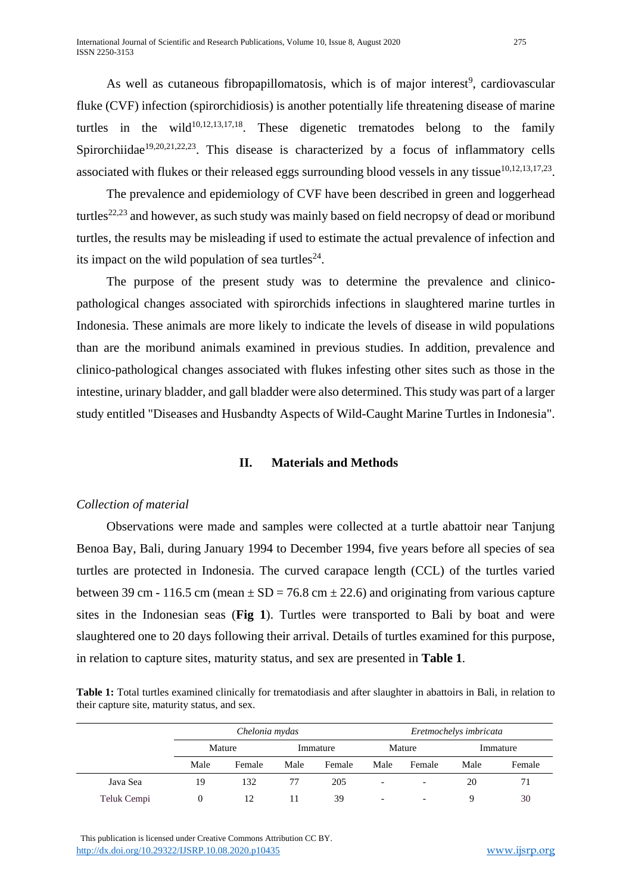As well as cutaneous fibropapillomatosis, which is of major interest[9], cardiovascular fluke (CVF) infection (spirorchidiosis) is another potentially life threatening disease of marine turtles in the wild[10,12,13,17,18]. These digenetic trematodes belong to the family Spirorchiidae[19,20,21,22,23]. This disease is characterized by a focus of inflammatory cells associated with flukes or their released eggs surrounding blood vessels in any tissue[10,12,13,17,23].

The prevalence and epidemiology of CVF have been described in green and loggerhead turtles[22,23] and however, as such study was mainly based on field necropsy of dead or moribund turtles, the results may be misleading if used to estimate the actual prevalence of infection and its impact on the wild population of sea turtles[24].

The purpose of the present study was to determine the prevalence and clinico-pathological changes associated with spirorchids infections in slaughtered marine turtles in Indonesia. These animals are more likely to indicate the levels of disease in wild populations than are the moribund animals examined in previous studies. In addition, prevalence and clinico-pathological changes associated with flukes infesting other sites such as those in the intestine, urinary bladder, and gall bladder were also determined. This study was part of a larger study entitled "Diseases and Husbandty Aspects of Wild-Caught Marine Turtles in Indonesia".

## II. Materials and Methods

*Collection of material*

Observations were made and samples were collected at a turtle abattoir near Tanjung Benoa Bay, Bali, during January 1994 to December 1994, five years before all species of sea turtles are protected in Indonesia. The curved carapace length (CCL) of the turtles varied between 39 cm - 116.5 cm (mean ± SD = 76.8 cm ± 22.6) and originating from various capture sites in the Indonesian seas (**Fig 1**). Turtles were transported to Bali by boat and were slaughtered one to 20 days following their arrival. Details of turtles examined for this purpose, in relation to capture sites, maturity status, and sex are presented in **Table 1**.

**Table 1:** Total turtles examined clinically for trematodiasis and after slaughter in abattoirs in Bali, in relation to their capture site, maturity status, and sex.

| | *Chelonia mydas* | | | | *Eretmochelys imbricata* | | | |
|---|---|---|---|---|---|---|---|---|
| | Mature | | Immature | | Mature | | Immature | |
| | Male | Female | Male | Female | Male | Female | Male | Female |
| Java Sea | 19 | 132 | 77 | 205 | - | - | 20 | 71 |
| Teluk Cempi | 0 | 12 | 11 | 39 | - | - | 9 | 30 |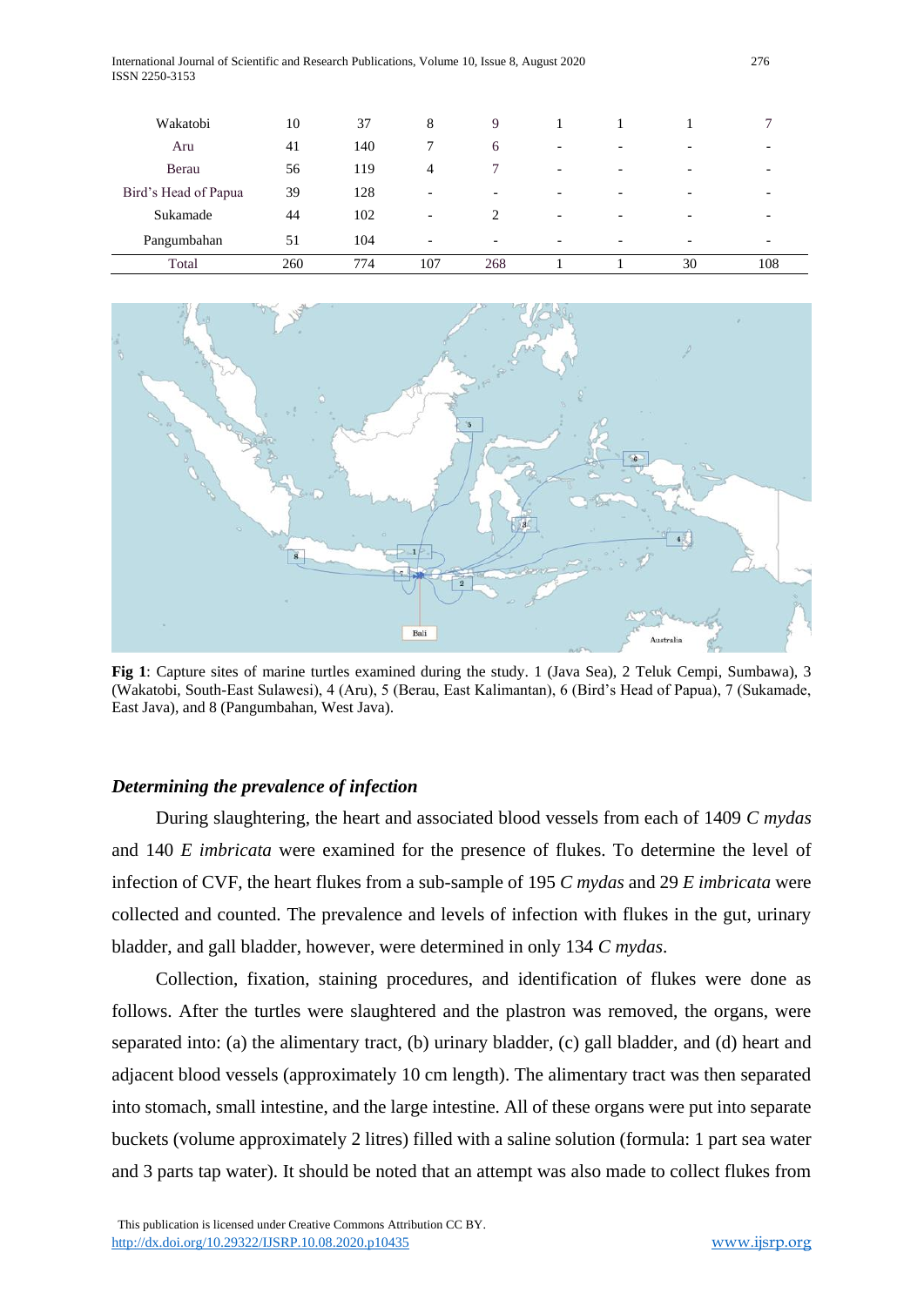| Wakatobi | 10 | 37 | 8 | 9 | 1 | 1 | 1 | 7 |
|---|---|---|---|---|---|---|---|---|
| Aru | 41 | 140 | 7 | 6 | - | - | - | - |
| Berau | 56 | 119 | 4 | 7 | - | - | - | - |
| Bird's Head of Papua | 39 | 128 | - | - | - | - | - | - |
| Sukamade | 44 | 102 | - | 2 | - | - | - | - |
| Pangumbahan | 51 | 104 | - | - | - | - | - | - |
| Total | 260 | 774 | 107 | 268 | 1 | 1 | 30 | 108 |

**Fig 1**: Capture sites of marine turtles examined during the study. 1 (Java Sea), 2 Teluk Cempi, Sumbawa), 3 (Wakatobi, South-East Sulawesi), 4 (Aru), 5 (Berau, East Kalimantan), 6 (Bird's Head of Papua), 7 (Sukamade, East Java), and 8 (Pangumbahan, West Java).

### *Determining the prevalence of infection*

During slaughtering, the heart and associated blood vessels from each of 1409 *C mydas* and 140 *E imbricata* were examined for the presence of flukes. To determine the level of infection of CVF, the heart flukes from a sub-sample of 195 *C mydas* and 29 *E imbricata* were collected and counted. The prevalence and levels of infection with flukes in the gut, urinary bladder, and gall bladder, however, were determined in only 134 *C mydas*.

Collection, fixation, staining procedures, and identification of flukes were done as follows. After the turtles were slaughtered and the plastron was removed, the organs, were separated into: (a) the alimentary tract, (b) urinary bladder, (c) gall bladder, and (d) heart and adjacent blood vessels (approximately 10 cm length). The alimentary tract was then separated into stomach, small intestine, and the large intestine. All of these organs were put into separate buckets (volume approximately 2 litres) filled with a saline solution (formula: 1 part sea water and 3 parts tap water). It should be noted that an attempt was also made to collect flukes from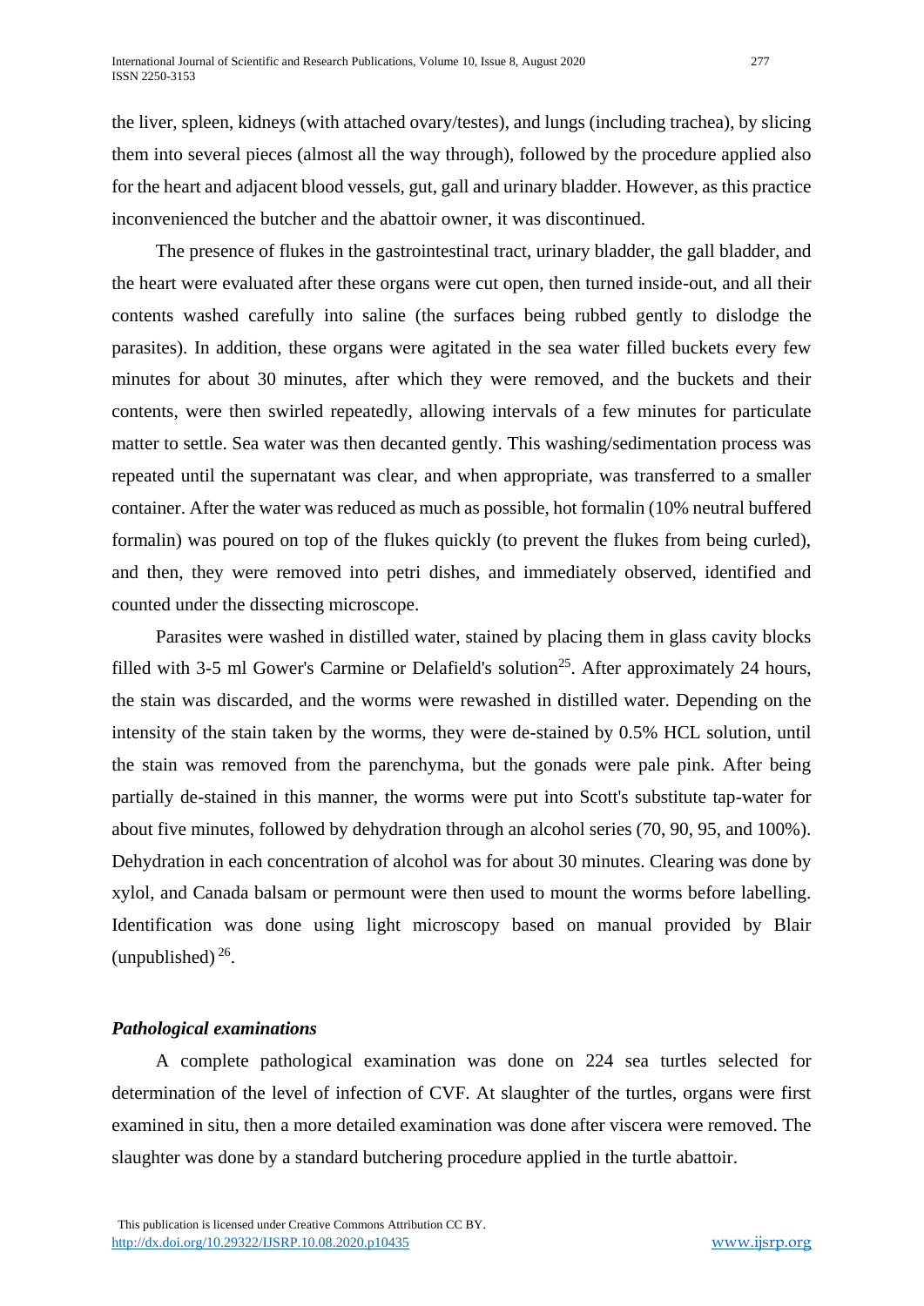the liver, spleen, kidneys (with attached ovary/testes), and lungs (including trachea), by slicing them into several pieces (almost all the way through), followed by the procedure applied also for the heart and adjacent blood vessels, gut, gall and urinary bladder. However, as this practice inconvenienced the butcher and the abattoir owner, it was discontinued.

The presence of flukes in the gastrointestinal tract, urinary bladder, the gall bladder, and the heart were evaluated after these organs were cut open, then turned inside-out, and all their contents washed carefully into saline (the surfaces being rubbed gently to dislodge the parasites). In addition, these organs were agitated in the sea water filled buckets every few minutes for about 30 minutes, after which they were removed, and the buckets and their contents, were then swirled repeatedly, allowing intervals of a few minutes for particulate matter to settle. Sea water was then decanted gently. This washing/sedimentation process was repeated until the supernatant was clear, and when appropriate, was transferred to a smaller container. After the water was reduced as much as possible, hot formalin (10% neutral buffered formalin) was poured on top of the flukes quickly (to prevent the flukes from being curled), and then, they were removed into petri dishes, and immediately observed, identified and counted under the dissecting microscope.

Parasites were washed in distilled water, stained by placing them in glass cavity blocks filled with 3-5 ml Gower's Carmine or Delafield's solution[25]. After approximately 24 hours, the stain was discarded, and the worms were rewashed in distilled water. Depending on the intensity of the stain taken by the worms, they were de-stained by 0.5% HCL solution, until the stain was removed from the parenchyma, but the gonads were pale pink. After being partially de-stained in this manner, the worms were put into Scott's substitute tap-water for about five minutes, followed by dehydration through an alcohol series (70, 90, 95, and 100%). Dehydration in each concentration of alcohol was for about 30 minutes. Clearing was done by xylol, and Canada balsam or permount were then used to mount the worms before labelling. Identification was done using light microscopy based on manual provided by Blair (unpublished) [26].

### *Pathological examinations*

A complete pathological examination was done on 224 sea turtles selected for determination of the level of infection of CVF. At slaughter of the turtles, organs were first examined in situ, then a more detailed examination was done after viscera were removed. The slaughter was done by a standard butchering procedure applied in the turtle abattoir.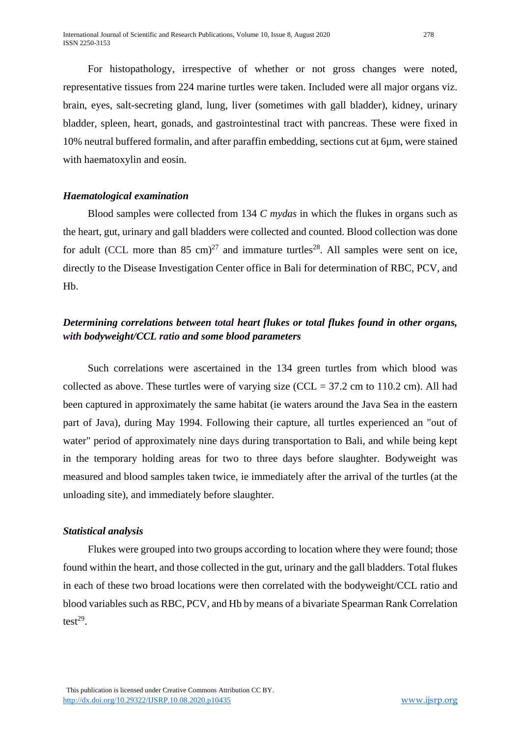For histopathology, irrespective of whether or not gross changes were noted, representative tissues from 224 marine turtles were taken. Included were all major organs viz. brain, eyes, salt-secreting gland, lung, liver (sometimes with gall bladder), kidney, urinary bladder, spleen, heart, gonads, and gastrointestinal tract with pancreas. These were fixed in 10% neutral buffered formalin, and after paraffin embedding, sections cut at 6µm, were stained with haematoxylin and eosin.

### *Haematological examination*

Blood samples were collected from 134 *C mydas* in which the flukes in organs such as the heart, gut, urinary and gall bladders were collected and counted. Blood collection was done for adult (CCL more than 85 cm)[27] and immature turtles[28]. All samples were sent on ice, directly to the Disease Investigation Center office in Bali for determination of RBC, PCV, and Hb.

### *Determining correlations between total heart flukes or total flukes found in other organs, with bodyweight/CCL ratio and some blood parameters*

Such correlations were ascertained in the 134 green turtles from which blood was collected as above. These turtles were of varying size (CCL = 37.2 cm to 110.2 cm). All had been captured in approximately the same habitat (ie waters around the Java Sea in the eastern part of Java), during May 1994. Following their capture, all turtles experienced an "out of water" period of approximately nine days during transportation to Bali, and while being kept in the temporary holding areas for two to three days before slaughter. Bodyweight was measured and blood samples taken twice, ie immediately after the arrival of the turtles (at the unloading site), and immediately before slaughter.

### *Statistical analysis*

Flukes were grouped into two groups according to location where they were found; those found within the heart, and those collected in the gut, urinary and the gall bladders. Total flukes in each of these two broad locations were then correlated with the bodyweight/CCL ratio and blood variables such as RBC, PCV, and Hb by means of a bivariate Spearman Rank Correlation test[29].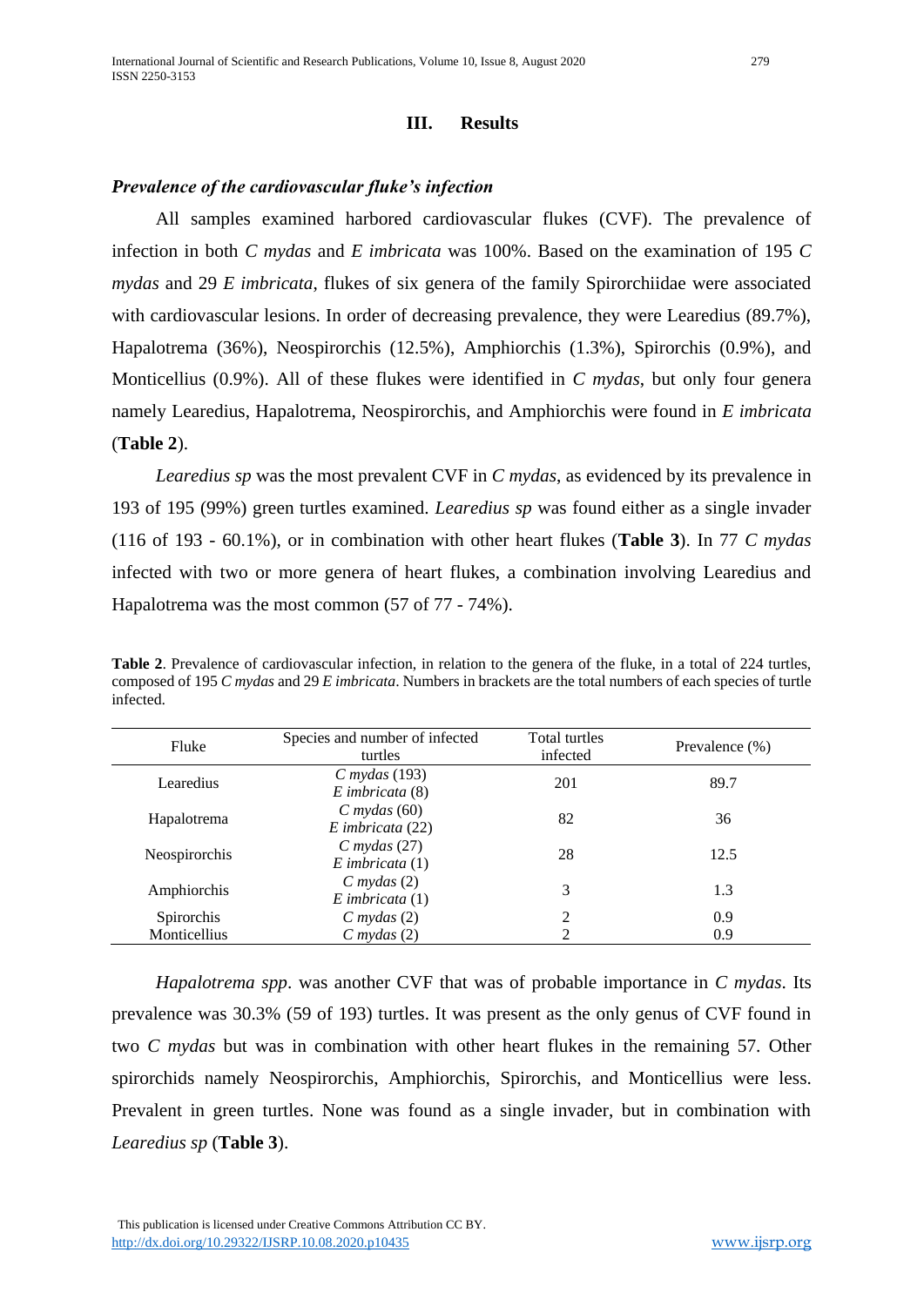## III. Results

### *Prevalence of the cardiovascular fluke's infection*

All samples examined harbored cardiovascular flukes (CVF). The prevalence of infection in both *C mydas* and *E imbricata* was 100%. Based on the examination of 195 *C mydas* and 29 *E imbricata*, flukes of six genera of the family Spirorchiidae were associated with cardiovascular lesions. In order of decreasing prevalence, they were Learedius (89.7%), Hapalotrema (36%), Neospirorchis (12.5%), Amphiorchis (1.3%), Spirorchis (0.9%), and Monticellius (0.9%). All of these flukes were identified in *C mydas*, but only four genera namely Learedius, Hapalotrema, Neospirorchis, and Amphiorchis were found in *E imbricata* (**Table 2**).

*Learedius sp* was the most prevalent CVF in *C mydas*, as evidenced by its prevalence in 193 of 195 (99%) green turtles examined. *Learedius sp* was found either as a single invader (116 of 193 - 60.1%), or in combination with other heart flukes (**Table 3**). In 77 *C mydas* infected with two or more genera of heart flukes, a combination involving Learedius and Hapalotrema was the most common (57 of 77 - 74%).

**Table 2**. Prevalence of cardiovascular infection, in relation to the genera of the fluke, in a total of 224 turtles, composed of 195 *C mydas* and 29 *E imbricata*. Numbers in brackets are the total numbers of each species of turtle infected.

| Fluke | Species and number of infected turtles | Total turtles infected | Prevalence (%) |
|---|---|---|---|
| Learedius | *C mydas* (193)<br>*E imbricata* (8) | 201 | 89.7 |
| Hapalotrema | *C mydas* (60)<br>*E imbricata* (22) | 82 | 36 |
| Neospirorchis | *C mydas* (27)<br>*E imbricata* (1) | 28 | 12.5 |
| Amphiorchis | *C mydas* (2)<br>*E imbricata* (1) | 3 | 1.3 |
| Spirorchis | *C mydas* (2) | 2 | 0.9 |
| Monticellius | *C mydas* (2) | 2 | 0.9 |

*Hapalotrema spp*. was another CVF that was of probable importance in *C mydas*. Its prevalence was 30.3% (59 of 193) turtles. It was present as the only genus of CVF found in two *C mydas* but was in combination with other heart flukes in the remaining 57. Other spirorchids namely Neospirorchis, Amphiorchis, Spirorchis, and Monticellius were less. Prevalent in green turtles. None was found as a single invader, but in combination with *Learedius sp* (**Table 3**).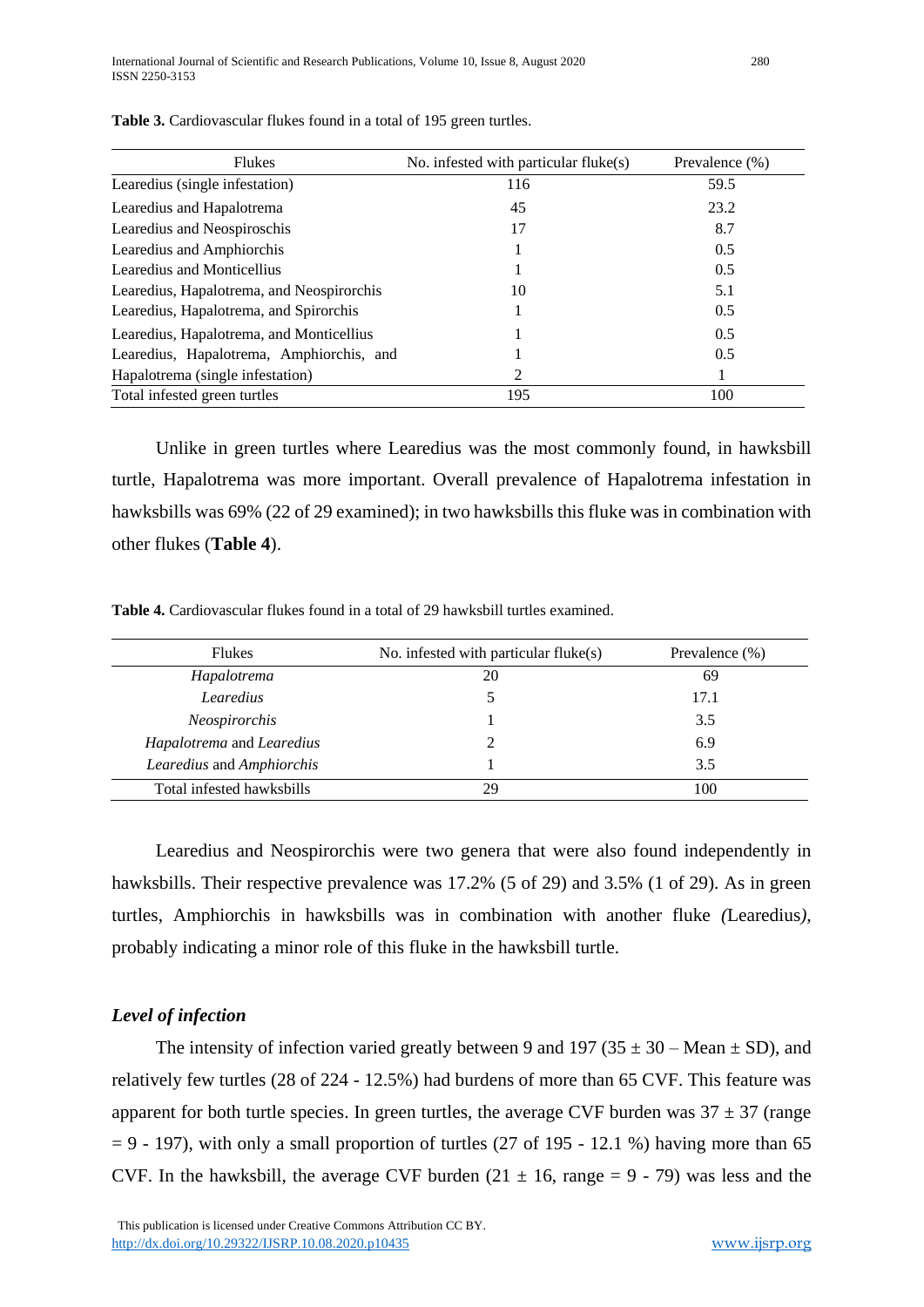**Table 3.** Cardiovascular flukes found in a total of 195 green turtles.

| Flukes | No. infested with particular fluke(s) | Prevalence (%) |
|---|---|---|
| Learedius (single infestation) | 116 | 59.5 |
| Learedius and Hapalotrema | 45 | 23.2 |
| Learedius and Neospiroschis | 17 | 8.7 |
| Learedius and Amphiorchis | 1 | 0.5 |
| Learedius and Monticellius | 1 | 0.5 |
| Learedius, Hapalotrema, and Neospirorchis | 10 | 5.1 |
| Learedius, Hapalotrema, and Spirorchis | 1 | 0.5 |
| Learedius, Hapalotrema, and Monticellius | 1 | 0.5 |
| Learedius, Hapalotrema, Amphiorchis, and | 1 | 0.5 |
| Hapalotrema (single infestation) | 2 | 1 |
| Total infested green turtles | 195 | 100 |

Unlike in green turtles where Learedius was the most commonly found, in hawksbill turtle, Hapalotrema was more important. Overall prevalence of Hapalotrema infestation in hawksbills was 69% (22 of 29 examined); in two hawksbills this fluke was in combination with other flukes (**Table 4**).

**Table 4.** Cardiovascular flukes found in a total of 29 hawksbill turtles examined.

| Flukes | No. infested with particular fluke(s) | Prevalence (%) |
|---|---|---|
| *Hapalotrema* | 20 | 69 |
| *Learedius* | 5 | 17.1 |
| *Neospirorchis* | 1 | 3.5 |
| *Hapalotrema* and *Learedius* | 2 | 6.9 |
| *Learedius* and *Amphiorchis* | 1 | 3.5 |
| Total infested hawksbills | 29 | 100 |

Learedius and Neospirorchis were two genera that were also found independently in hawksbills. Their respective prevalence was 17.2% (5 of 29) and 3.5% (1 of 29). As in green turtles, Amphiorchis in hawksbills was in combination with another fluke *(*Learedius*)*, probably indicating a minor role of this fluke in the hawksbill turtle.

### *Level of infection*

The intensity of infection varied greatly between 9 and 197 ($35 \pm 30$ – Mean $\pm$ SD), and relatively few turtles (28 of 224 - 12.5%) had burdens of more than 65 CVF. This feature was apparent for both turtle species. In green turtles, the average CVF burden was $37 \pm 37$ (range = 9 - 197), with only a small proportion of turtles (27 of 195 - 12.1 %) having more than 65 CVF. In the hawksbill, the average CVF burden ($21 \pm 16$, range = 9 - 79) was less and the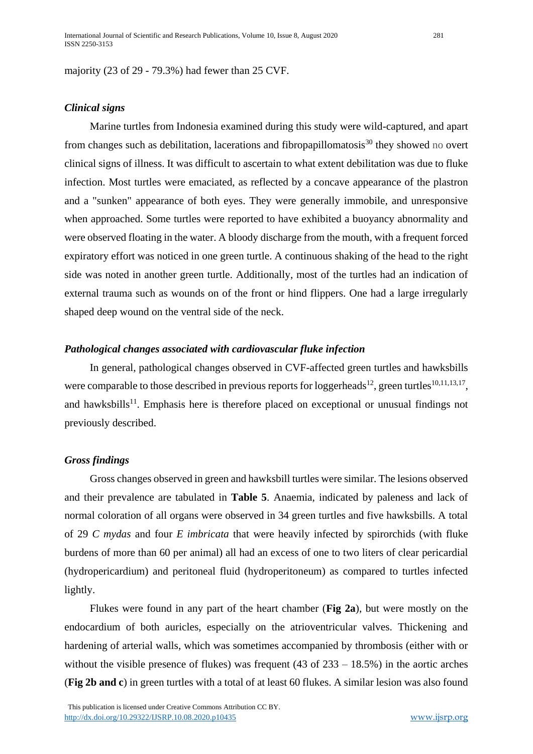majority (23 of 29 - 79.3%) had fewer than 25 CVF.

### *Clinical signs*

Marine turtles from Indonesia examined during this study were wild-captured, and apart from changes such as debilitation, lacerations and fibropapillomatosis[30] they showed no overt clinical signs of illness. It was difficult to ascertain to what extent debilitation was due to fluke infection. Most turtles were emaciated, as reflected by a concave appearance of the plastron and a "sunken" appearance of both eyes. They were generally immobile, and unresponsive when approached. Some turtles were reported to have exhibited a buoyancy abnormality and were observed floating in the water. A bloody discharge from the mouth, with a frequent forced expiratory effort was noticed in one green turtle. A continuous shaking of the head to the right side was noted in another green turtle. Additionally, most of the turtles had an indication of external trauma such as wounds on of the front or hind flippers. One had a large irregularly shaped deep wound on the ventral side of the neck.

### *Pathological changes associated with cardiovascular fluke infection*

In general, pathological changes observed in CVF-affected green turtles and hawksbills were comparable to those described in previous reports for loggerheads[12], green turtles[10,11,13,17], and hawksbills[11]. Emphasis here is therefore placed on exceptional or unusual findings not previously described.

### *Gross findings*

Gross changes observed in green and hawksbill turtles were similar. The lesions observed and their prevalence are tabulated in **Table 5**. Anaemia, indicated by paleness and lack of normal coloration of all organs were observed in 34 green turtles and five hawksbills. A total of 29 *C mydas* and four *E imbricata* that were heavily infected by spirorchids (with fluke burdens of more than 60 per animal) all had an excess of one to two liters of clear pericardial (hydropericardium) and peritoneal fluid (hydroperitoneum) as compared to turtles infected lightly.

Flukes were found in any part of the heart chamber (**Fig 2a**), but were mostly on the endocardium of both auricles, especially on the atrioventricular valves. Thickening and hardening of arterial walls, which was sometimes accompanied by thrombosis (either with or without the visible presence of flukes) was frequent (43 of 233 – 18.5%) in the aortic arches (**Fig 2b and c**) in green turtles with a total of at least 60 flukes. A similar lesion was also found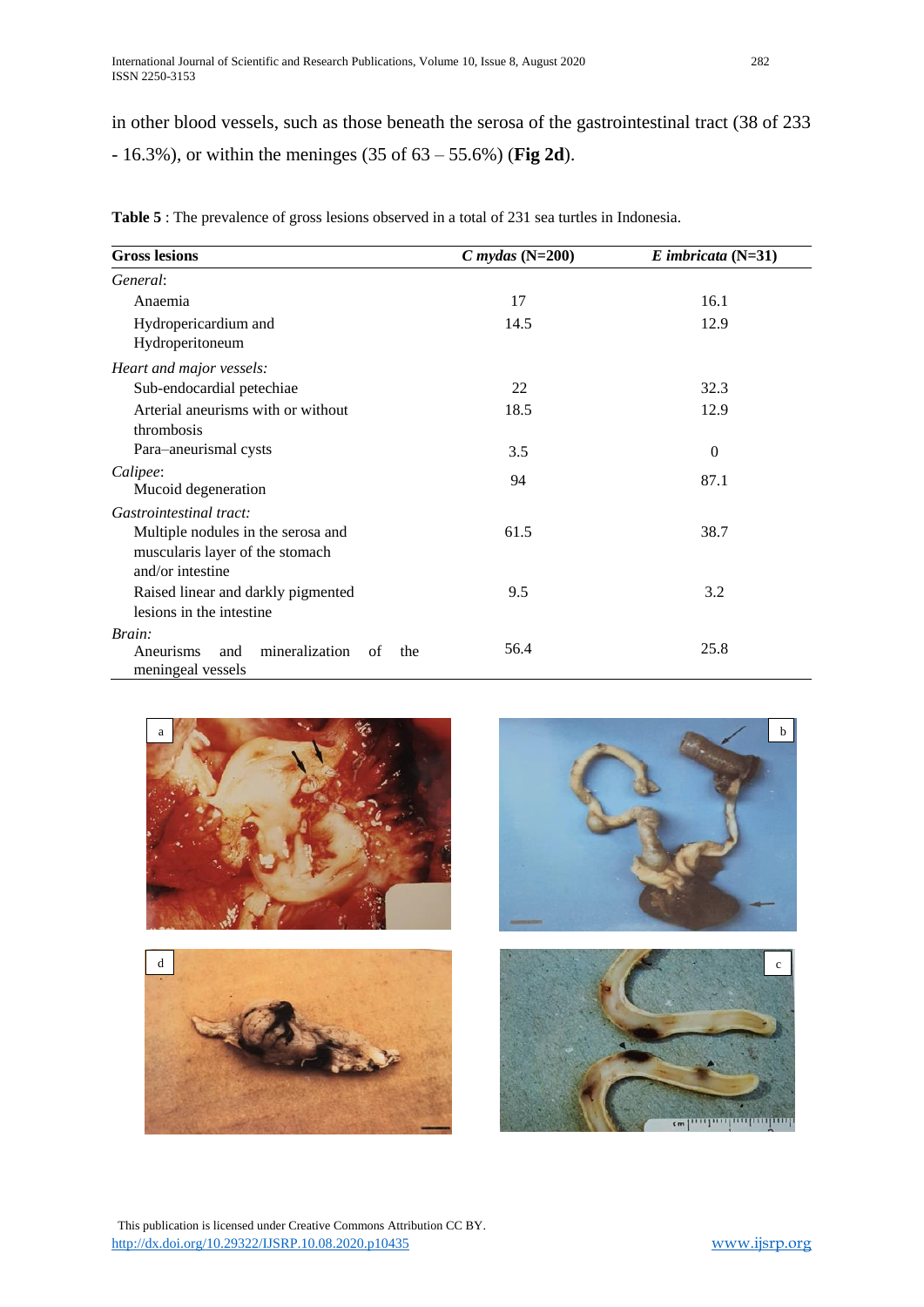in other blood vessels, such as those beneath the serosa of the gastrointestinal tract (38 of 233 - 16.3%), or within the meninges (35 of 63 – 55.6%) (**Fig 2d**).

**Table 5** : The prevalence of gross lesions observed in a total of 231 sea turtles in Indonesia.

| Gross lesions | *C mydas* (N=200) | *E imbricata* (N=31) |
|---|---|---|
| *General*: | | |
| Anaemia | 17 | 16.1 |
| Hydropericardium and Hydroperitoneum | 14.5 | 12.9 |
| *Heart and major vessels:* | | |
| Sub-endocardial petechiae | 22 | 32.3 |
| Arterial aneurisms with or without thrombosis | 18.5 | 12.9 |
| Para–aneurismal cysts | 3.5 | 0 |
| *Calipee*: Mucoid degeneration | 94 | 87.1 |
| *Gastrointestinal tract:* | | |
| Multiple nodules in the serosa and muscularis layer of the stomach and/or intestine | 61.5 | 38.7 |
| Raised linear and darkly pigmented lesions in the intestine | 9.5 | 3.2 |
| *Brain:* Aneurisms and mineralization of the meningeal vessels | 56.4 | 25.8 |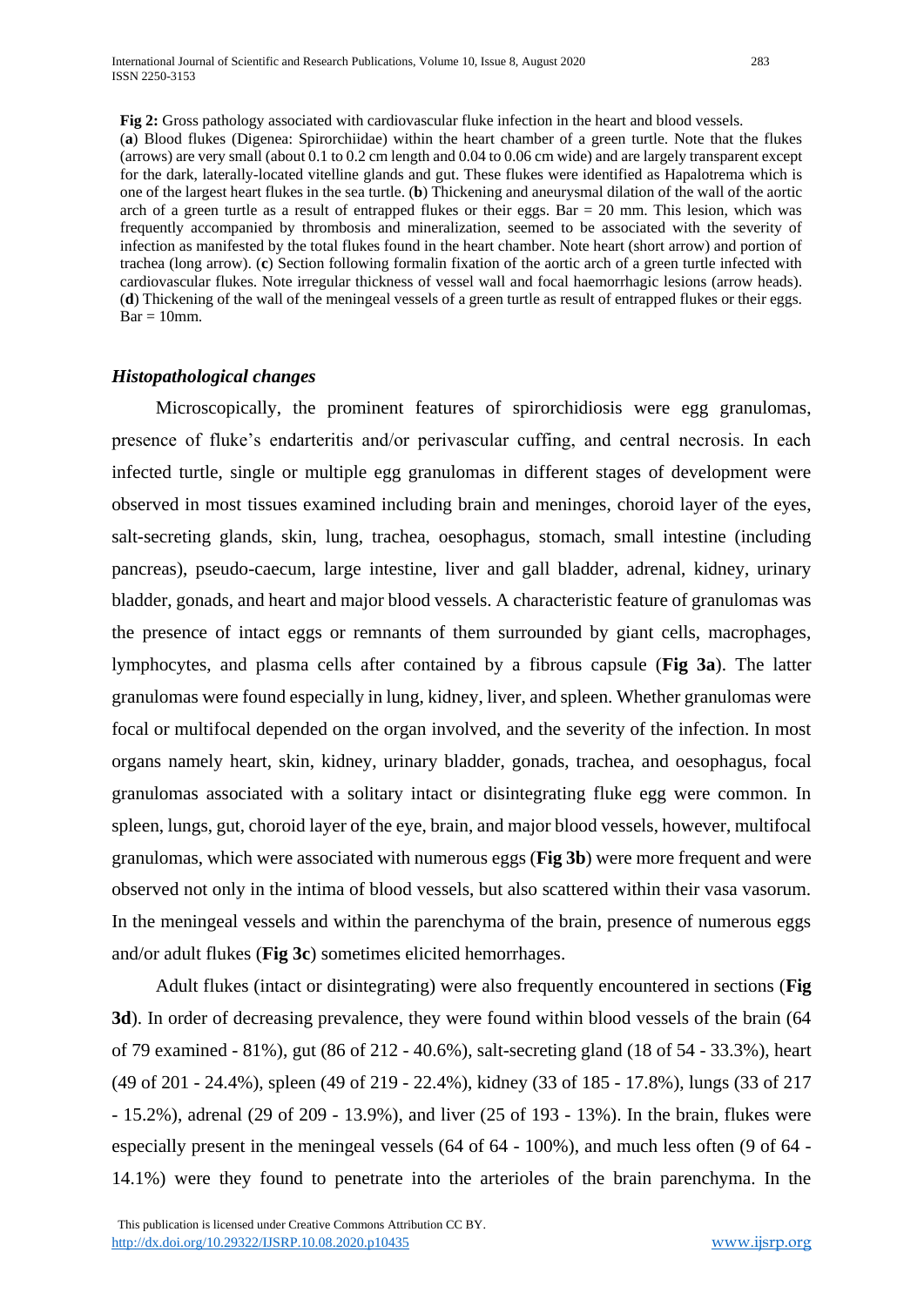**Fig 2:** Gross pathology associated with cardiovascular fluke infection in the heart and blood vessels.
(**a**) Blood flukes (Digenea: Spirorchiidae) within the heart chamber of a green turtle. Note that the flukes (arrows) are very small (about 0.1 to 0.2 cm length and 0.04 to 0.06 cm wide) and are largely transparent except for the dark, laterally-located vitelline glands and gut. These flukes were identified as Hapalotrema which is one of the largest heart flukes in the sea turtle. (**b**) Thickening and aneurysmal dilation of the wall of the aortic arch of a green turtle as a result of entrapped flukes or their eggs. Bar = 20 mm. This lesion, which was frequently accompanied by thrombosis and mineralization, seemed to be associated with the severity of infection as manifested by the total flukes found in the heart chamber. Note heart (short arrow) and portion of trachea (long arrow). (**c**) Section following formalin fixation of the aortic arch of a green turtle infected with cardiovascular flukes. Note irregular thickness of vessel wall and focal haemorrhagic lesions (arrow heads). (**d**) Thickening of the wall of the meningeal vessels of a green turtle as result of entrapped flukes or their eggs. Bar = 10mm.

### *Histopathological changes*

Microscopically, the prominent features of spirorchidiosis were egg granulomas, presence of fluke's endarteritis and/or perivascular cuffing, and central necrosis. In each infected turtle, single or multiple egg granulomas in different stages of development were observed in most tissues examined including brain and meninges, choroid layer of the eyes, salt-secreting glands, skin, lung, trachea, oesophagus, stomach, small intestine (including pancreas), pseudo-caecum, large intestine, liver and gall bladder, adrenal, kidney, urinary bladder, gonads, and heart and major blood vessels. A characteristic feature of granulomas was the presence of intact eggs or remnants of them surrounded by giant cells, macrophages, lymphocytes, and plasma cells after contained by a fibrous capsule (**Fig 3a**). The latter granulomas were found especially in lung, kidney, liver, and spleen. Whether granulomas were focal or multifocal depended on the organ involved, and the severity of the infection. In most organs namely heart, skin, kidney, urinary bladder, gonads, trachea, and oesophagus, focal granulomas associated with a solitary intact or disintegrating fluke egg were common. In spleen, lungs, gut, choroid layer of the eye, brain, and major blood vessels, however, multifocal granulomas, which were associated with numerous eggs (**Fig 3b**) were more frequent and were observed not only in the intima of blood vessels, but also scattered within their vasa vasorum. In the meningeal vessels and within the parenchyma of the brain, presence of numerous eggs and/or adult flukes (**Fig 3c**) sometimes elicited hemorrhages.

Adult flukes (intact or disintegrating) were also frequently encountered in sections (**Fig 3d**). In order of decreasing prevalence, they were found within blood vessels of the brain (64 of 79 examined - 81%), gut (86 of 212 - 40.6%), salt-secreting gland (18 of 54 - 33.3%), heart (49 of 201 - 24.4%), spleen (49 of 219 - 22.4%), kidney (33 of 185 - 17.8%), lungs (33 of 217 - 15.2%), adrenal (29 of 209 - 13.9%), and liver (25 of 193 - 13%). In the brain, flukes were especially present in the meningeal vessels (64 of 64 - 100%), and much less often (9 of 64 - 14.1%) were they found to penetrate into the arterioles of the brain parenchyma. In the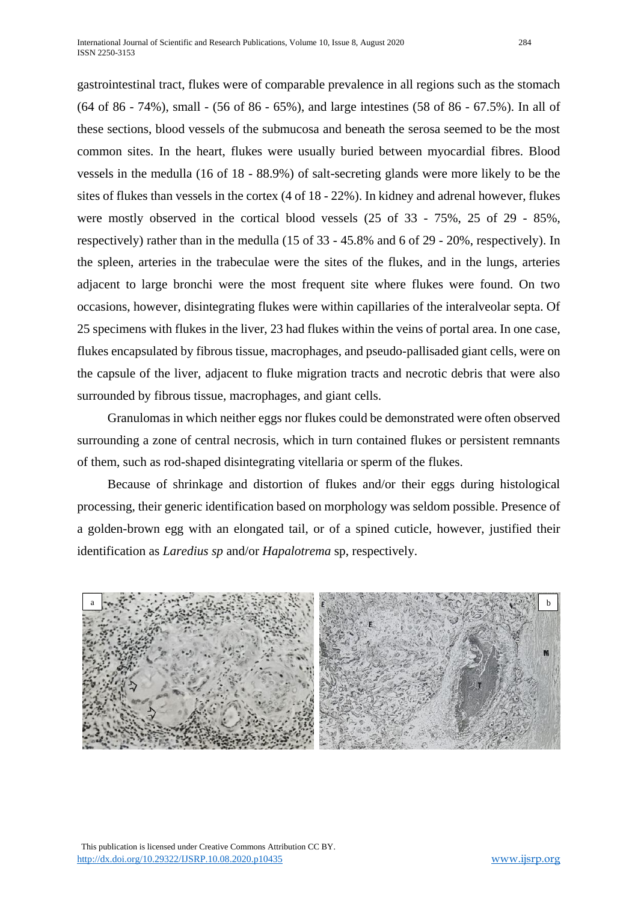gastrointestinal tract, flukes were of comparable prevalence in all regions such as the stomach (64 of 86 - 74%), small - (56 of 86 - 65%), and large intestines (58 of 86 - 67.5%). In all of these sections, blood vessels of the submucosa and beneath the serosa seemed to be the most common sites. In the heart, flukes were usually buried between myocardial fibres. Blood vessels in the medulla (16 of 18 - 88.9%) of salt-secreting glands were more likely to be the sites of flukes than vessels in the cortex (4 of 18 - 22%). In kidney and adrenal however, flukes were mostly observed in the cortical blood vessels (25 of 33 - 75%, 25 of 29 - 85%, respectively) rather than in the medulla (15 of 33 - 45.8% and 6 of 29 - 20%, respectively). In the spleen, arteries in the trabeculae were the sites of the flukes, and in the lungs, arteries adjacent to large bronchi were the most frequent site where flukes were found. On two occasions, however, disintegrating flukes were within capillaries of the interalveolar septa. Of 25 specimens with flukes in the liver, 23 had flukes within the veins of portal area. In one case, flukes encapsulated by fibrous tissue, macrophages, and pseudo-pallisaded giant cells, were on the capsule of the liver, adjacent to fluke migration tracts and necrotic debris that were also surrounded by fibrous tissue, macrophages, and giant cells.

Granulomas in which neither eggs nor flukes could be demonstrated were often observed surrounding a zone of central necrosis, which in turn contained flukes or persistent remnants of them, such as rod-shaped disintegrating vitellaria or sperm of the flukes.

Because of shrinkage and distortion of flukes and/or their eggs during histological processing, their generic identification based on morphology was seldom possible. Presence of a golden-brown egg with an elongated tail, or of a spined cuticle, however, justified their identification as *Laredius sp* and/or *Hapalotrema* sp, respectively.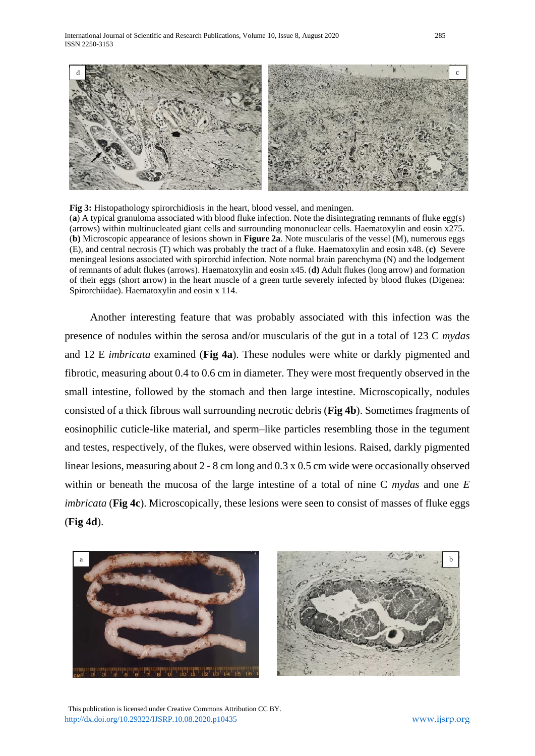**Fig 3:** Histopathology spirorchidiosis in the heart, blood vessel, and meningen.
(**a**) A typical granuloma associated with blood fluke infection. Note the disintegrating remnants of fluke egg(s) (arrows) within multinucleated giant cells and surrounding mononuclear cells. Haematoxylin and eosin x275. (**b)** Microscopic appearance of lesions shown in **Figure 2a**. Note muscularis of the vessel (M), numerous eggs (E), and central necrosis (T) which was probably the tract of a fluke. Haematoxylin and eosin x48. (**c)** Severe meningeal lesions associated with spirorchid infection. Note normal brain parenchyma (N) and the lodgement of remnants of adult flukes (arrows). Haematoxylin and eosin x45. (**d)** Adult flukes (long arrow) and formation of their eggs (short arrow) in the heart muscle of a green turtle severely infected by blood flukes (Digenea: Spirorchiidae). Haematoxylin and eosin x 114.

Another interesting feature that was probably associated with this infection was the presence of nodules within the serosa and/or muscularis of the gut in a total of 123 C *mydas* and 12 E *imbricata* examined (**Fig 4a**). These nodules were white or darkly pigmented and fibrotic, measuring about 0.4 to 0.6 cm in diameter. They were most frequently observed in the small intestine, followed by the stomach and then large intestine. Microscopically, nodules consisted of a thick fibrous wall surrounding necrotic debris (**Fig 4b**). Sometimes fragments of eosinophilic cuticle-like material, and sperm–like particles resembling those in the tegument and testes, respectively, of the flukes, were observed within lesions. Raised, darkly pigmented linear lesions, measuring about 2 - 8 cm long and 0.3 x 0.5 cm wide were occasionally observed within or beneath the mucosa of the large intestine of a total of nine C *mydas* and one *E imbricata* (**Fig 4c**). Microscopically, these lesions were seen to consist of masses of fluke eggs (**Fig 4d**).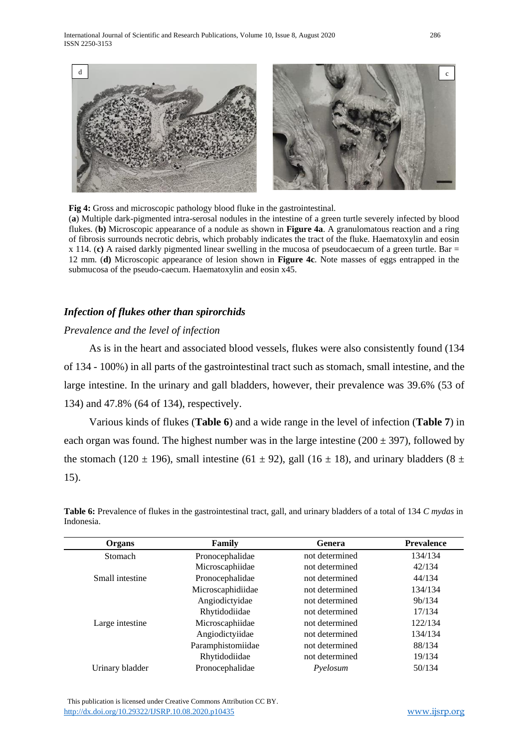**Fig 4:** Gross and microscopic pathology blood fluke in the gastrointestinal.
(**a**) Multiple dark-pigmented intra-serosal nodules in the intestine of a green turtle severely infected by blood flukes. (**b)** Microscopic appearance of a nodule as shown in **Figure 4a**. A granulomatous reaction and a ring of fibrosis surrounds necrotic debris, which probably indicates the tract of the fluke. Haematoxylin and eosin x 114. (**c)** A raised darkly pigmented linear swelling in the mucosa of pseudocaecum of a green turtle. Bar = 12 mm. (**d)** Microscopic appearance of lesion shown in **Figure 4c**. Note masses of eggs entrapped in the submucosa of the pseudo-caecum. Haematoxylin and eosin x45.

### *Infection of flukes other than spirorchids*

*Prevalence and the level of infection*

As is in the heart and associated blood vessels, flukes were also consistently found (134 of 134 - 100%) in all parts of the gastrointestinal tract such as stomach, small intestine, and the large intestine. In the urinary and gall bladders, however, their prevalence was 39.6% (53 of 134) and 47.8% (64 of 134), respectively.

Various kinds of flukes (**Table 6**) and a wide range in the level of infection (**Table 7**) in each organ was found. The highest number was in the large intestine ($200 \pm 397$), followed by the stomach ($120 \pm 196$), small intestine ($61 \pm 92$), gall ($16 \pm 18$), and urinary bladders ($8 \pm 15$).

**Table 6:** Prevalence of flukes in the gastrointestinal tract, gall, and urinary bladders of a total of 134 *C mydas* in Indonesia.

| Organs | Family | Genera | Prevalence |
|---|---|---|---|
| Stomach | Pronocephalidae | not determined | 134/134 |
| | Microscaphiidae | not determined | 42/134 |
| Small intestine | Pronocephalidae | not determined | 44/134 |
| | Microscaphidiidae | not determined | 134/134 |
| | Angiodictyidae | not determined | 9b/134 |
| | Rhytidodiidae | not determined | 17/134 |
| Large intestine | Microscaphiidae | not determined | 122/134 |
| | Angiodictyiidae | not determined | 134/134 |
| | Paramphistomiidae | not determined | 88/134 |
| | Rhytidodiidae | not determined | 19/134 |
| Urinary bladder | Pronocephalidae | *Pyelosum* | 50/134 |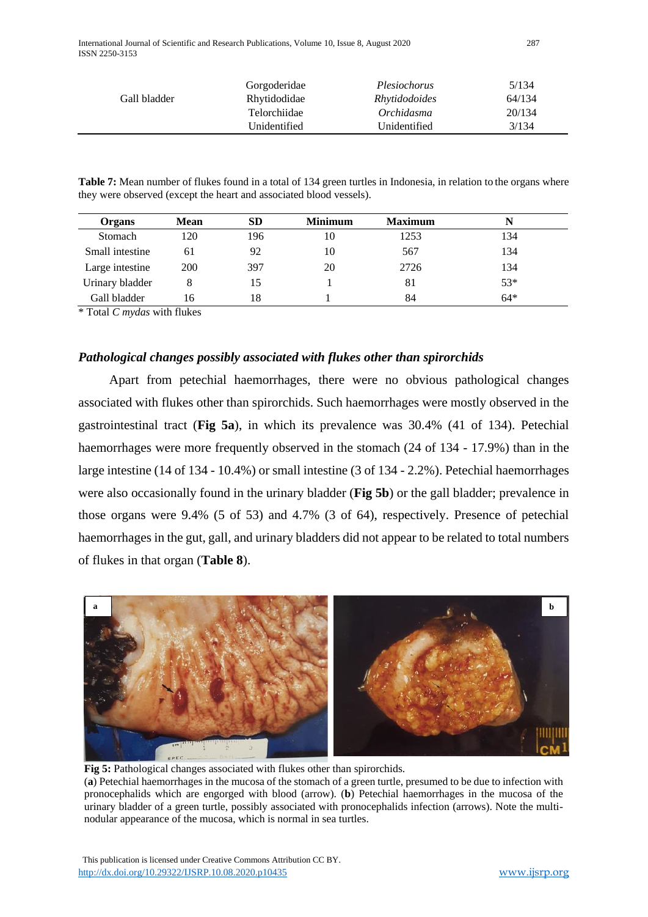| | | | |
|---|---|---|---|
| Gall bladder | Gorgoderidae | *Plesiochorus* | 5/134 |
| | Rhytidodidae | *Rhytidodoides* | 64/134 |
| | Telorchiidae | *Orchidasma* | 20/134 |
| | Unidentified | Unidentified | 3/134 |

**Table 7:** Mean number of flukes found in a total of 134 green turtles in Indonesia, in relation to the organs where they were observed (except the heart and associated blood vessels).

| Organs | Mean | SD | Minimum | Maximum | N |
|---|---|---|---|---|---|
| Stomach | 120 | 196 | 10 | 1253 | 134 |
| Small intestine | 61 | 92 | 10 | 567 | 134 |
| Large intestine | 200 | 397 | 20 | 2726 | 134 |
| Urinary bladder | 8 | 15 | 1 | 81 | 53* |
| Gall bladder | 16 | 18 | 1 | 84 | 64* |

\* Total *C mydas* with flukes

### *Pathological changes possibly associated with flukes other than spirorchids*

Apart from petechial haemorrhages, there were no obvious pathological changes associated with flukes other than spirorchids. Such haemorrhages were mostly observed in the gastrointestinal tract (**Fig 5a**), in which its prevalence was 30.4% (41 of 134). Petechial haemorrhages were more frequently observed in the stomach (24 of 134 - 17.9%) than in the large intestine (14 of 134 - 10.4%) or small intestine (3 of 134 - 2.2%). Petechial haemorrhages were also occasionally found in the urinary bladder (**Fig 5b**) or the gall bladder; prevalence in those organs were 9.4% (5 of 53) and 4.7% (3 of 64), respectively. Presence of petechial haemorrhages in the gut, gall, and urinary bladders did not appear to be related to total numbers of flukes in that organ (**Table 8**).

**Fig 5:** Pathological changes associated with flukes other than spirorchids.
(**a**) Petechial haemorrhages in the mucosa of the stomach of a green turtle, presumed to be due to infection with pronocephalids which are engorged with blood (arrow). (**b**) Petechial haemorrhages in the mucosa of the urinary bladder of a green turtle, possibly associated with pronocephalids infection (arrows). Note the multi-nodular appearance of the mucosa, which is normal in sea turtles.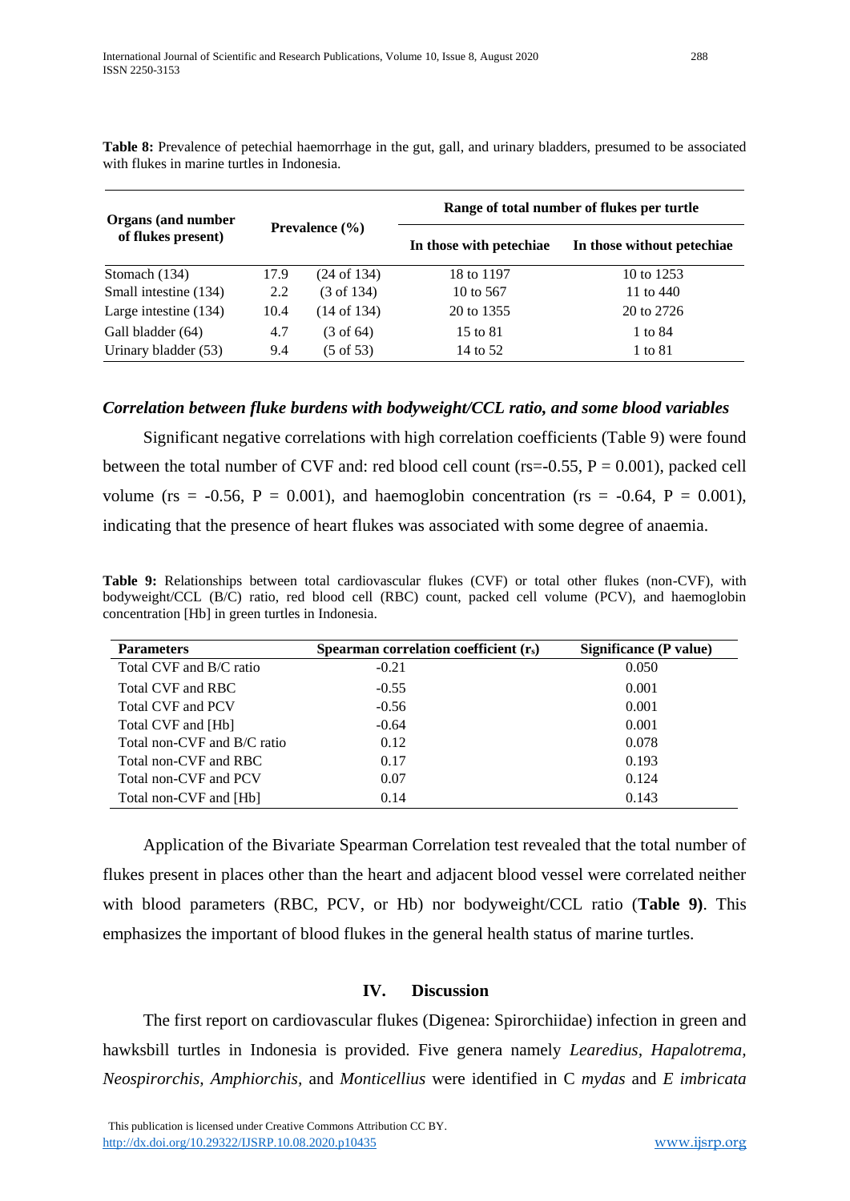**Table 8:** Prevalence of petechial haemorrhage in the gut, gall, and urinary bladders, presumed to be associated with flukes in marine turtles in Indonesia.

| Organs (and number of flukes present) | Prevalence (%) | | Range of total number of flukes per turtle | |
|---|---|---|---|---|
| | | | In those with petechiae | In those without petechiae |
| Stomach (134) | 17.9 | (24 of 134) | 18 to 1197 | 10 to 1253 |
| Small intestine (134) | 2.2 | (3 of 134) | 10 to 567 | 11 to 440 |
| Large intestine (134) | 10.4 | (14 of 134) | 20 to 1355 | 20 to 2726 |
| Gall bladder (64) | 4.7 | (3 of 64) | 15 to 81 | 1 to 84 |
| Urinary bladder (53) | 9.4 | (5 of 53) | 14 to 52 | 1 to 81 |

### *Correlation between fluke burdens with bodyweight/CCL ratio, and some blood variables*

Significant negative correlations with high correlation coefficients (Table 9) were found between the total number of CVF and: red blood cell count (rs=-0.55, P = 0.001), packed cell volume (rs = -0.56, P = 0.001), and haemoglobin concentration (rs = -0.64, P = 0.001), indicating that the presence of heart flukes was associated with some degree of anaemia.

**Table 9:** Relationships between total cardiovascular flukes (CVF) or total other flukes (non-CVF), with bodyweight/CCL (B/C) ratio, red blood cell (RBC) count, packed cell volume (PCV), and haemoglobin concentration [Hb] in green turtles in Indonesia.

| Parameters | Spearman correlation coefficient ($r_s$) | Significance (P value) |
|---|---|---|
| Total CVF and B/C ratio | -0.21 | 0.050 |
| Total CVF and RBC | -0.55 | 0.001 |
| Total CVF and PCV | -0.56 | 0.001 |
| Total CVF and [Hb] | -0.64 | 0.001 |
| Total non-CVF and B/C ratio | 0.12 | 0.078 |
| Total non-CVF and RBC | 0.17 | 0.193 |
| Total non-CVF and PCV | 0.07 | 0.124 |
| Total non-CVF and [Hb] | 0.14 | 0.143 |

Application of the Bivariate Spearman Correlation test revealed that the total number of flukes present in places other than the heart and adjacent blood vessel were correlated neither with blood parameters (RBC, PCV, or Hb) nor bodyweight/CCL ratio (**Table 9)**. This emphasizes the important of blood flukes in the general health status of marine turtles.

## IV. Discussion

The first report on cardiovascular flukes (Digenea: Spirorchiidae) infection in green and hawksbill turtles in Indonesia is provided. Five genera namely *Learedius*, *Hapalotrema*, *Neospirorchis*, *Amphiorchis*, and *Monticellius* were identified in C *mydas* and *E imbricata*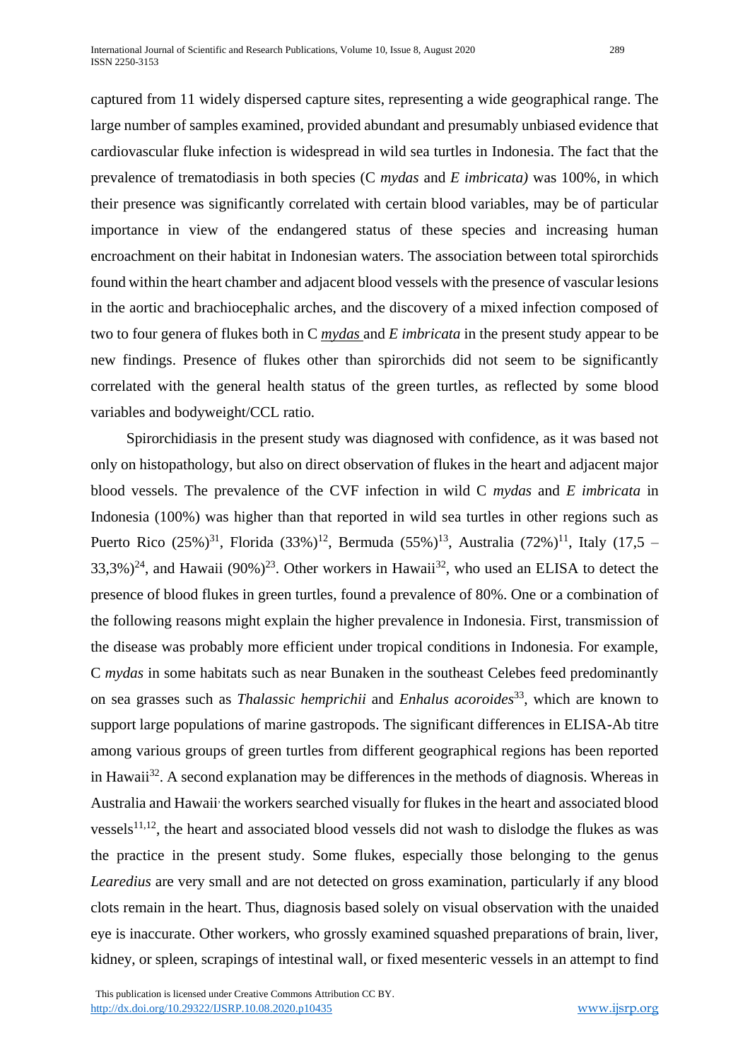captured from 11 widely dispersed capture sites, representing a wide geographical range. The large number of samples examined, provided abundant and presumably unbiased evidence that cardiovascular fluke infection is widespread in wild sea turtles in Indonesia. The fact that the prevalence of trematodiasis in both species (C *mydas* and *E imbricata)* was 100%, in which their presence was significantly correlated with certain blood variables, may be of particular importance in view of the endangered status of these species and increasing human encroachment on their habitat in Indonesian waters. The association between total spirorchids found within the heart chamber and adjacent blood vessels with the presence of vascular lesions in the aortic and brachiocephalic arches, and the discovery of a mixed infection composed of two to four genera of flukes both in C *mydas* and *E imbricata* in the present study appear to be new findings. Presence of flukes other than spirorchids did not seem to be significantly correlated with the general health status of the green turtles, as reflected by some blood variables and bodyweight/CCL ratio.

Spirorchidiasis in the present study was diagnosed with confidence, as it was based not only on histopathology, but also on direct observation of flukes in the heart and adjacent major blood vessels. The prevalence of the CVF infection in wild C *mydas* and *E imbricata* in Indonesia (100%) was higher than that reported in wild sea turtles in other regions such as Puerto Rico (25%)[31], Florida (33%)[12], Bermuda (55%)[13], Australia (72%)[11], Italy (17,5 – 33,3%)[24], and Hawaii (90%)[23]. Other workers in Hawaii[32], who used an ELISA to detect the presence of blood flukes in green turtles, found a prevalence of 80%. One or a combination of the following reasons might explain the higher prevalence in Indonesia. First, transmission of the disease was probably more efficient under tropical conditions in Indonesia. For example, C *mydas* in some habitats such as near Bunaken in the southeast Celebes feed predominantly on sea grasses such as *Thalassic hemprichii* and *Enhalus acoroides*[33], which are known to support large populations of marine gastropods. The significant differences in ELISA-Ab titre among various groups of green turtles from different geographical regions has been reported in Hawaii[32]. A second explanation may be differences in the methods of diagnosis. Whereas in Australia and Hawaii, the workers searched visually for flukes in the heart and associated blood vessels[11,12], the heart and associated blood vessels did not wash to dislodge the flukes as was the practice in the present study. Some flukes, especially those belonging to the genus *Learedius* are very small and are not detected on gross examination, particularly if any blood clots remain in the heart. Thus, diagnosis based solely on visual observation with the unaided eye is inaccurate. Other workers, who grossly examined squashed preparations of brain, liver, kidney, or spleen, scrapings of intestinal wall, or fixed mesenteric vessels in an attempt to find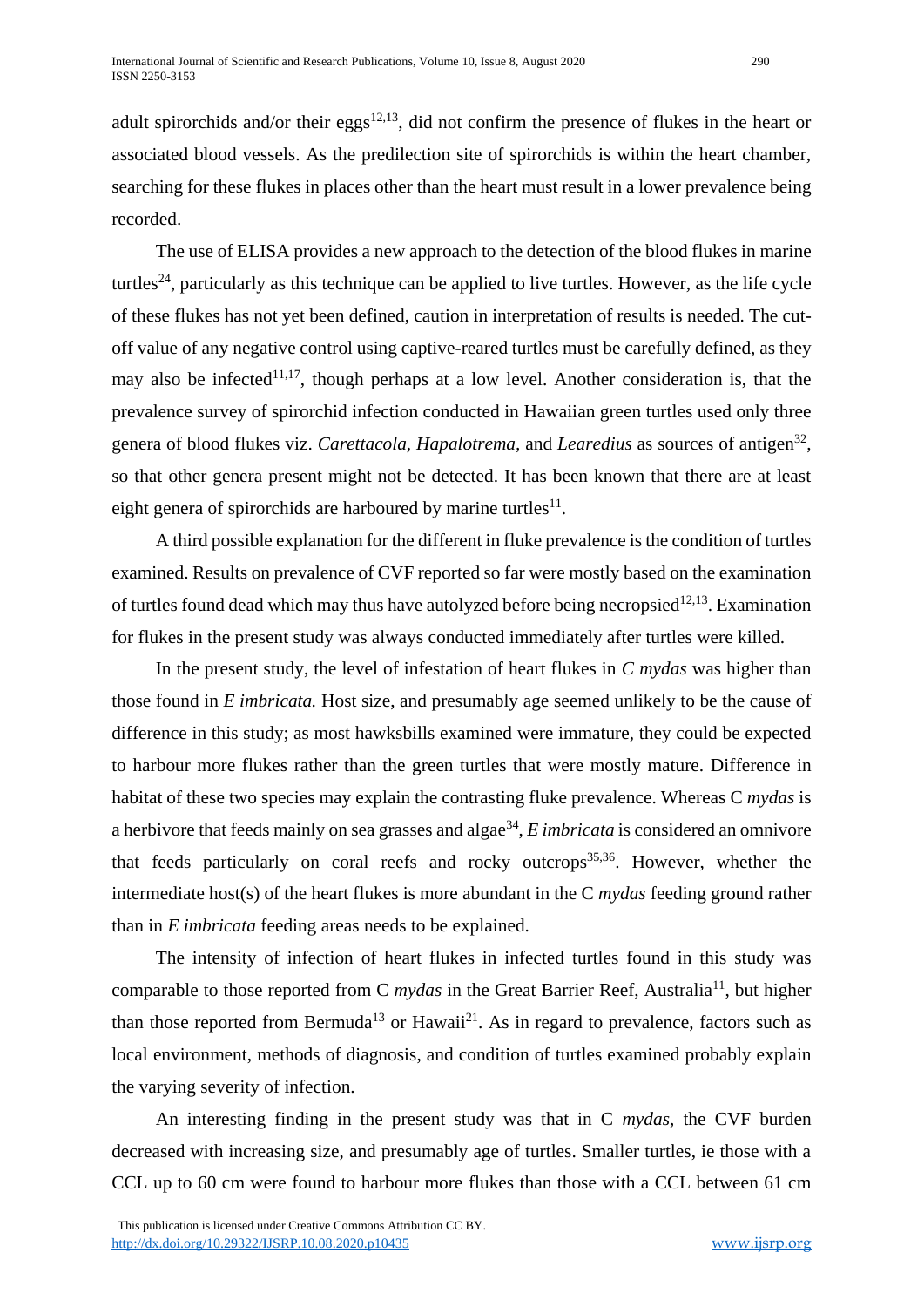adult spirorchids and/or their eggs[12,13], did not confirm the presence of flukes in the heart or associated blood vessels. As the predilection site of spirorchids is within the heart chamber, searching for these flukes in places other than the heart must result in a lower prevalence being recorded.

The use of ELISA provides a new approach to the detection of the blood flukes in marine turtles[24], particularly as this technique can be applied to live turtles. However, as the life cycle of these flukes has not yet been defined, caution in interpretation of results is needed. The cut-off value of any negative control using captive-reared turtles must be carefully defined, as they may also be infected[11,17], though perhaps at a low level. Another consideration is, that the prevalence survey of spirorchid infection conducted in Hawaiian green turtles used only three genera of blood flukes viz. *Carettacola*, *Hapalotrema*, and *Learedius* as sources of antigen[32], so that other genera present might not be detected. It has been known that there are at least eight genera of spirorchids are harboured by marine turtles[11].

A third possible explanation for the different in fluke prevalence is the condition of turtles examined. Results on prevalence of CVF reported so far were mostly based on the examination of turtles found dead which may thus have autolyzed before being necropsied[12,13]. Examination for flukes in the present study was always conducted immediately after turtles were killed.

In the present study, the level of infestation of heart flukes in *C mydas* was higher than those found in *E imbricata.* Host size, and presumably age seemed unlikely to be the cause of difference in this study; as most hawksbills examined were immature, they could be expected to harbour more flukes rather than the green turtles that were mostly mature. Difference in habitat of these two species may explain the contrasting fluke prevalence. Whereas C *mydas* is a herbivore that feeds mainly on sea grasses and algae[34], *E imbricata* is considered an omnivore that feeds particularly on coral reefs and rocky outcrops[35,36]. However, whether the intermediate host(s) of the heart flukes is more abundant in the C *mydas* feeding ground rather than in *E imbricata* feeding areas needs to be explained.

The intensity of infection of heart flukes in infected turtles found in this study was comparable to those reported from C *mydas* in the Great Barrier Reef, Australia[11], but higher than those reported from Bermuda[13] or Hawaii[21]. As in regard to prevalence, factors such as local environment, methods of diagnosis, and condition of turtles examined probably explain the varying severity of infection.

An interesting finding in the present study was that in C *mydas*, the CVF burden decreased with increasing size, and presumably age of turtles. Smaller turtles, ie those with a CCL up to 60 cm were found to harbour more flukes than those with a CCL between 61 cm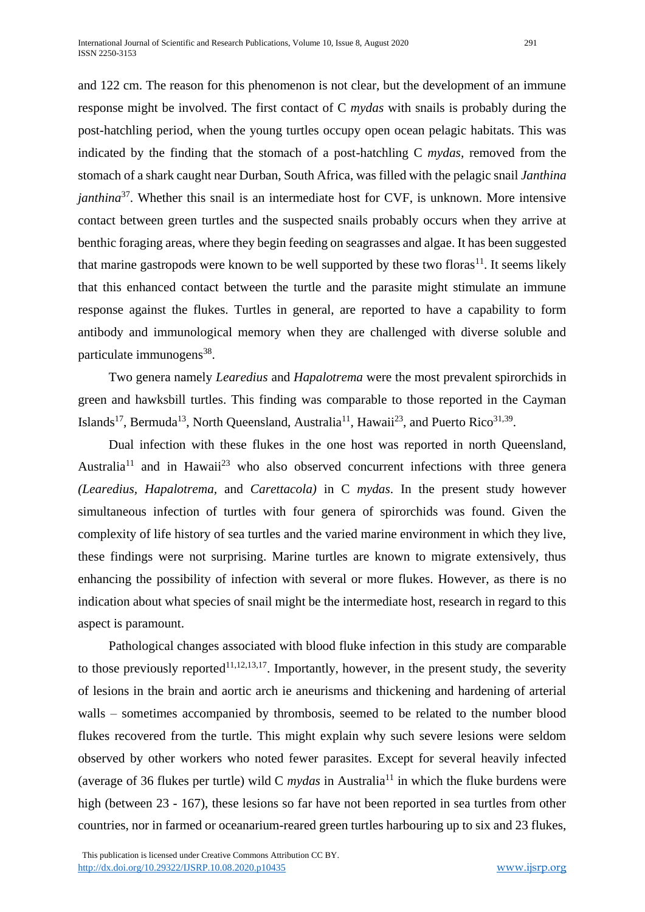and 122 cm. The reason for this phenomenon is not clear, but the development of an immune response might be involved. The first contact of C *mydas* with snails is probably during the post-hatchling period, when the young turtles occupy open ocean pelagic habitats. This was indicated by the finding that the stomach of a post-hatchling C *mydas,* removed from the stomach of a shark caught near Durban, South Africa, was filled with the pelagic snail *Janthina janthina*[37]. Whether this snail is an intermediate host for CVF, is unknown. More intensive contact between green turtles and the suspected snails probably occurs when they arrive at benthic foraging areas, where they begin feeding on seagrasses and algae. It has been suggested that marine gastropods were known to be well supported by these two floras[11]. It seems likely that this enhanced contact between the turtle and the parasite might stimulate an immune response against the flukes. Turtles in general, are reported to have a capability to form antibody and immunological memory when they are challenged with diverse soluble and particulate immunogens[38].

Two genera namely *Learedius* and *Hapalotrema* were the most prevalent spirorchids in green and hawksbill turtles. This finding was comparable to those reported in the Cayman Islands[17], Bermuda[13], North Queensland, Australia[11], Hawaii[23], and Puerto Rico[31,39].

Dual infection with these flukes in the one host was reported in north Queensland, Australia[11] and in Hawaii[23] who also observed concurrent infections with three genera *(Learedius, Hapalotrema,* and *Carettacola)* in C *mydas*. In the present study however simultaneous infection of turtles with four genera of spirorchids was found. Given the complexity of life history of sea turtles and the varied marine environment in which they live, these findings were not surprising. Marine turtles are known to migrate extensively, thus enhancing the possibility of infection with several or more flukes. However, as there is no indication about what species of snail might be the intermediate host, research in regard to this aspect is paramount.

Pathological changes associated with blood fluke infection in this study are comparable to those previously reported[11,12,13,17]. Importantly, however, in the present study, the severity of lesions in the brain and aortic arch ie aneurisms and thickening and hardening of arterial walls – sometimes accompanied by thrombosis, seemed to be related to the number blood flukes recovered from the turtle. This might explain why such severe lesions were seldom observed by other workers who noted fewer parasites. Except for several heavily infected (average of 36 flukes per turtle) wild C *mydas* in Australia[11] in which the fluke burdens were high (between 23 - 167), these lesions so far have not been reported in sea turtles from other countries, nor in farmed or oceanarium-reared green turtles harbouring up to six and 23 flukes,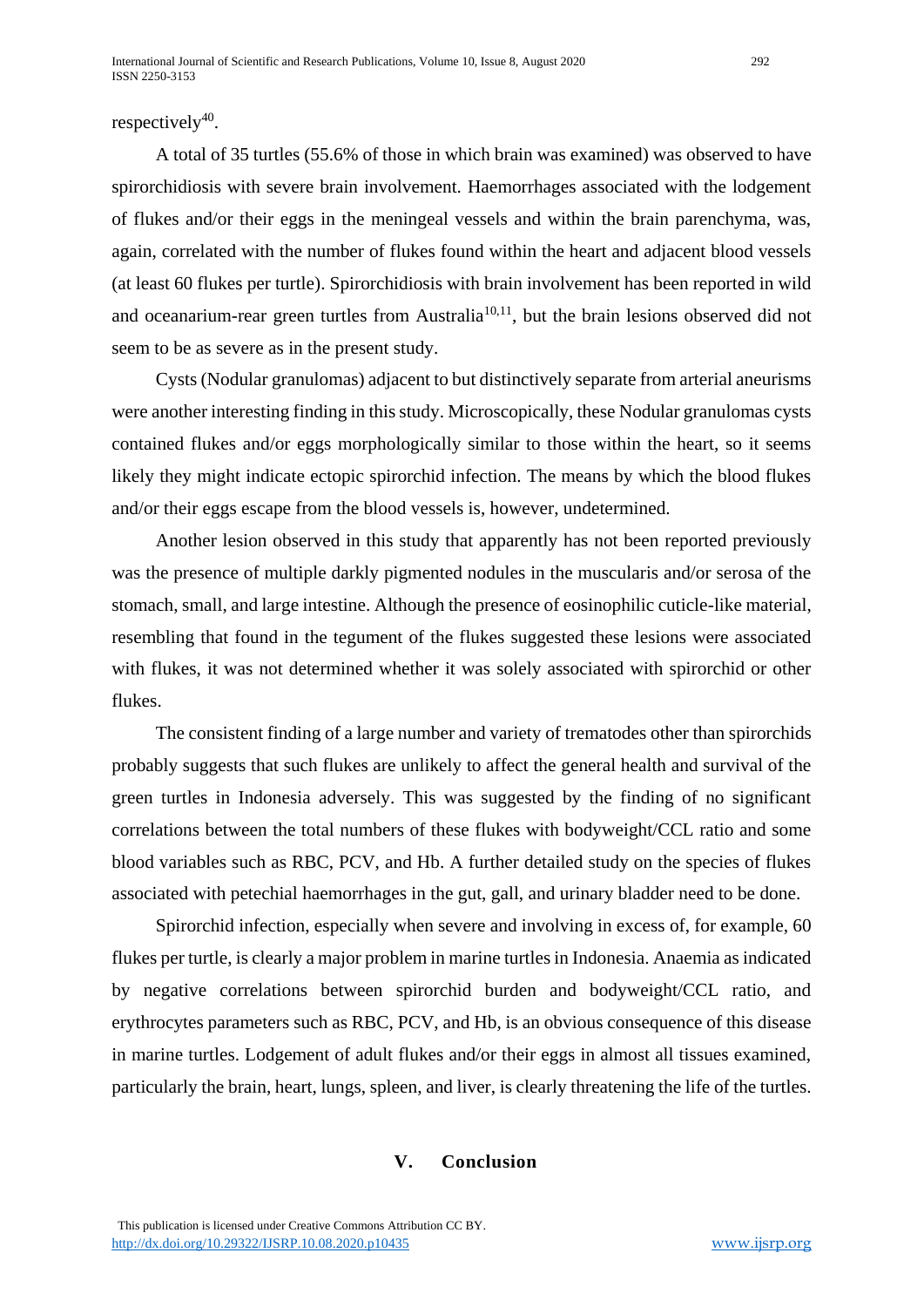respectively[40].

A total of 35 turtles (55.6% of those in which brain was examined) was observed to have spirorchidiosis with severe brain involvement. Haemorrhages associated with the lodgement of flukes and/or their eggs in the meningeal vessels and within the brain parenchyma, was, again, correlated with the number of flukes found within the heart and adjacent blood vessels (at least 60 flukes per turtle). Spirorchidiosis with brain involvement has been reported in wild and oceanarium-rear green turtles from Australia[10,11], but the brain lesions observed did not seem to be as severe as in the present study.

Cysts (Nodular granulomas) adjacent to but distinctively separate from arterial aneurisms were another interesting finding in this study. Microscopically, these Nodular granulomas cysts contained flukes and/or eggs morphologically similar to those within the heart, so it seems likely they might indicate ectopic spirorchid infection. The means by which the blood flukes and/or their eggs escape from the blood vessels is, however, undetermined.

Another lesion observed in this study that apparently has not been reported previously was the presence of multiple darkly pigmented nodules in the muscularis and/or serosa of the stomach, small, and large intestine. Although the presence of eosinophilic cuticle-like material, resembling that found in the tegument of the flukes suggested these lesions were associated with flukes, it was not determined whether it was solely associated with spirorchid or other flukes.

The consistent finding of a large number and variety of trematodes other than spirorchids probably suggests that such flukes are unlikely to affect the general health and survival of the green turtles in Indonesia adversely. This was suggested by the finding of no significant correlations between the total numbers of these flukes with bodyweight/CCL ratio and some blood variables such as RBC, PCV, and Hb. A further detailed study on the species of flukes associated with petechial haemorrhages in the gut, gall, and urinary bladder need to be done.

Spirorchid infection, especially when severe and involving in excess of, for example, 60 flukes per turtle, is clearly a major problem in marine turtles in Indonesia. Anaemia as indicated by negative correlations between spirorchid burden and bodyweight/CCL ratio, and erythrocytes parameters such as RBC, PCV, and Hb, is an obvious consequence of this disease in marine turtles. Lodgement of adult flukes and/or their eggs in almost all tissues examined, particularly the brain, heart, lungs, spleen, and liver, is clearly threatening the life of the turtles.

## V. Conclusion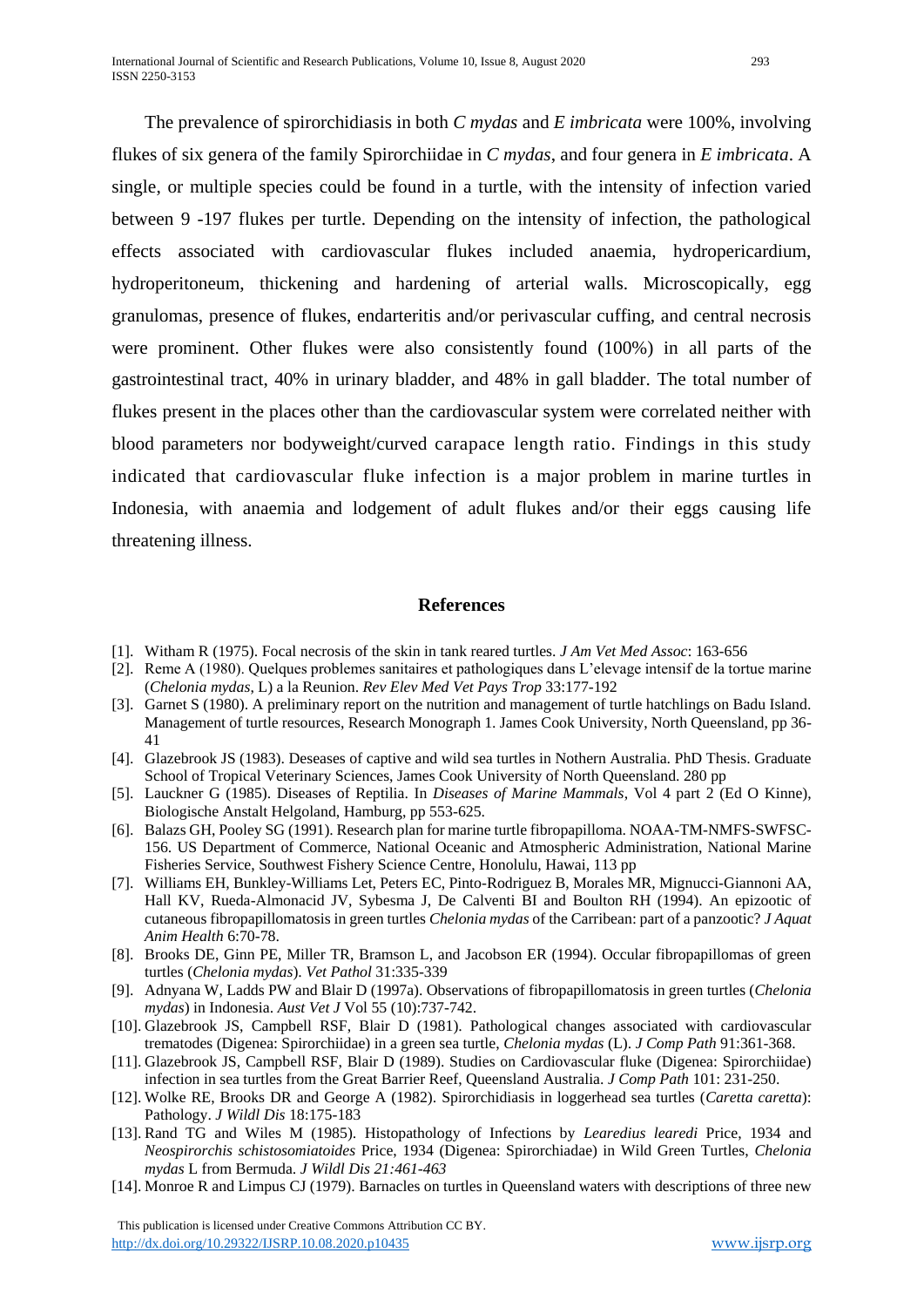The prevalence of spirorchidiasis in both *C mydas* and *E imbricata* were 100%, involving flukes of six genera of the family Spirorchiidae in *C mydas*, and four genera in *E imbricata*. A single, or multiple species could be found in a turtle, with the intensity of infection varied between 9 -197 flukes per turtle. Depending on the intensity of infection, the pathological effects associated with cardiovascular flukes included anaemia, hydropericardium, hydroperitoneum, thickening and hardening of arterial walls. Microscopically, egg granulomas, presence of flukes, endarteritis and/or perivascular cuffing, and central necrosis were prominent. Other flukes were also consistently found (100%) in all parts of the gastrointestinal tract, 40% in urinary bladder, and 48% in gall bladder. The total number of flukes present in the places other than the cardiovascular system were correlated neither with blood parameters nor bodyweight/curved carapace length ratio. Findings in this study indicated that cardiovascular fluke infection is a major problem in marine turtles in Indonesia, with anaemia and lodgement of adult flukes and/or their eggs causing life threatening illness.

## References

[1]. Witham R (1975). Focal necrosis of the skin in tank reared turtles. *J Am Vet Med Assoc*: 163-656

[2]. Reme A (1980). Quelques problemes sanitaires et pathologiques dans L'elevage intensif de la tortue marine (*Chelonia mydas*, L) a la Reunion. *Rev Elev Med Vet Pays Trop* 33:177-192

[3]. Garnet S (1980). A preliminary report on the nutrition and management of turtle hatchlings on Badu Island. Management of turtle resources, Research Monograph 1. James Cook University, North Queensland, pp 36-41

[4]. Glazebrook JS (1983). Deseases of captive and wild sea turtles in Nothern Australia. PhD Thesis. Graduate School of Tropical Veterinary Sciences, James Cook University of North Queensland. 280 pp

[5]. Lauckner G (1985). Diseases of Reptilia. In *Diseases of Marine Mammals*, Vol 4 part 2 (Ed O Kinne), Biologische Anstalt Helgoland, Hamburg, pp 553-625.

[6]. Balazs GH, Pooley SG (1991). Research plan for marine turtle fibropapilloma. NOAA-TM-NMFS-SWFSC-156. US Department of Commerce, National Oceanic and Atmospheric Administration, National Marine Fisheries Service, Southwest Fishery Science Centre, Honolulu, Hawai, 113 pp

[7]. Williams EH, Bunkley-Williams Let, Peters EC, Pinto-Rodriguez B, Morales MR, Mignucci-Giannoni AA, Hall KV, Rueda-Almonacid JV, Sybesma J, De Calventi BI and Boulton RH (1994). An epizootic of cutaneous fibropapillomatosis in green turtles *Chelonia mydas* of the Carribean: part of a panzootic? *J Aquat Anim Health* 6:70-78.

[8]. Brooks DE, Ginn PE, Miller TR, Bramson L, and Jacobson ER (1994). Occular fibropapillomas of green turtles (*Chelonia mydas*). *Vet Pathol* 31:335-339

[9]. Adnyana W, Ladds PW and Blair D (1997a). Observations of fibropapillomatosis in green turtles (*Chelonia mydas*) in Indonesia. *Aust Vet J* Vol 55 (10):737-742.

[10]. Glazebrook JS, Campbell RSF, Blair D (1981). Pathological changes associated with cardiovascular trematodes (Digenea: Spirorchiidae) in a green sea turtle, *Chelonia mydas* (L). *J Comp Path* 91:361-368.

[11]. Glazebrook JS, Campbell RSF, Blair D (1989). Studies on Cardiovascular fluke (Digenea: Spirorchiidae) infection in sea turtles from the Great Barrier Reef, Queensland Australia. *J Comp Path* 101: 231-250.

[12]. Wolke RE, Brooks DR and George A (1982). Spirorchidiasis in loggerhead sea turtles (*Caretta caretta*): Pathology. *J Wildl Dis* 18:175-183

[13]. Rand TG and Wiles M (1985). Histopathology of Infections by *Learedius learedi* Price, 1934 and *Neospirorchis schistosomiatoides* Price, 1934 (Digenea: Spirorchiadae) in Wild Green Turtles, *Chelonia mydas* L from Bermuda. *J Wildl Dis 21:461-463*

[14]. Monroe R and Limpus CJ (1979). Barnacles on turtles in Queensland waters with descriptions of three new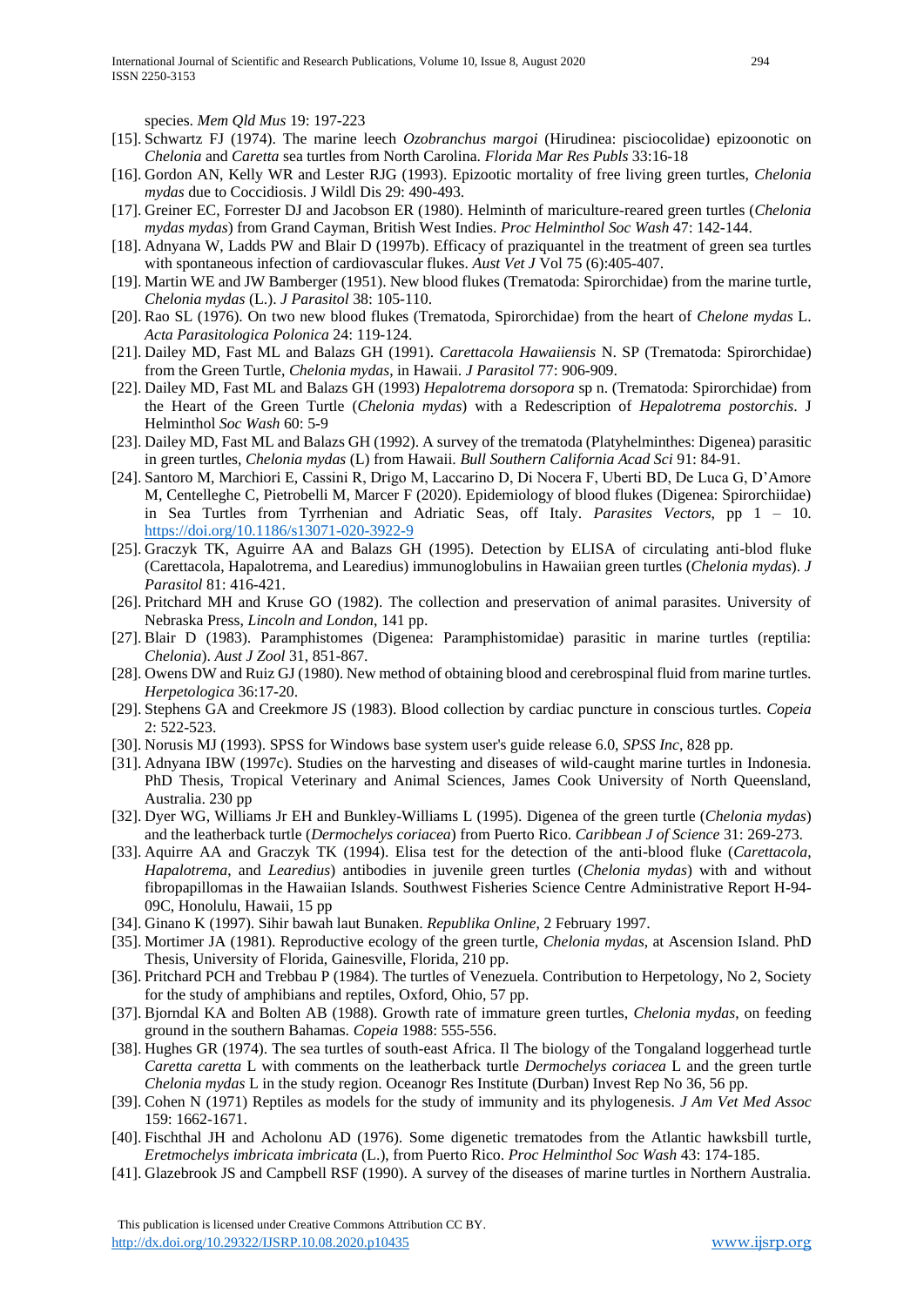species. *Mem Qld Mus* 19: 197-223

[15]. Schwartz FJ (1974). The marine leech *Ozobranchus margoi* (Hirudinea: pisciocolidae) epizoonotic on *Chelonia* and *Caretta* sea turtles from North Carolina. *Florida Mar Res Publs* 33:16-18

[16]. Gordon AN, Kelly WR and Lester RJG (1993). Epizootic mortality of free living green turtles, *Chelonia mydas* due to Coccidiosis. J Wildl Dis 29: 490-493.

[17]. Greiner EC, Forrester DJ and Jacobson ER (1980). Helminth of mariculture-reared green turtles (*Chelonia mydas mydas*) from Grand Cayman, British West Indies. *Proc Helminthol Soc Wash* 47: 142-144.

[18]. Adnyana W, Ladds PW and Blair D (1997b). Efficacy of praziquantel in the treatment of green sea turtles with spontaneous infection of cardiovascular flukes. *Aust Vet J* Vol 75 (6):405-407.

[19]. Martin WE and JW Bamberger (1951). New blood flukes (Trematoda: Spirorchidae) from the marine turtle, *Chelonia mydas* (L.). *J Parasitol* 38: 105-110.

[20]. Rao SL (1976). On two new blood flukes (Trematoda, Spirorchidae) from the heart of *Chelone mydas* L. *Acta Parasitologica Polonica* 24: 119-124.

[21]. Dailey MD, Fast ML and Balazs GH (1991). *Carettacola Hawaiiensis* N. SP (Trematoda: Spirorchidae) from the Green Turtle, *Chelonia mydas*, in Hawaii. *J Parasitol* 77: 906-909.

[22]. Dailey MD, Fast ML and Balazs GH (1993) *Hepalotrema dorsopora* sp n. (Trematoda: Spirorchidae) from the Heart of the Green Turtle (*Chelonia mydas*) with a Redescription of *Hepalotrema postorchis*. J Helminthol *Soc Wash* 60: 5-9

[23]. Dailey MD, Fast ML and Balazs GH (1992). A survey of the trematoda (Platyhelminthes: Digenea) parasitic in green turtles, *Chelonia mydas* (L) from Hawaii. *Bull Southern California Acad Sci* 91: 84-91.

[24]. Santoro M, Marchiori E, Cassini R, Drigo M, Laccarino D, Di Nocera F, Uberti BD, De Luca G, D'Amore M, Centelleghe C, Pietrobelli M, Marcer F (2020). Epidemiology of blood flukes (Digenea: Spirorchiidae) in Sea Turtles from Tyrrhenian and Adriatic Seas, off Italy. *Parasites Vectors*, pp 1 – 10. https://doi.org/10.1186/s13071-020-3922-9

[25]. Graczyk TK, Aguirre AA and Balazs GH (1995). Detection by ELISA of circulating anti-blod fluke (Carettacola, Hapalotrema, and Learedius) immunoglobulins in Hawaiian green turtles (*Chelonia mydas*). *J Parasitol* 81: 416-421.

[26]. Pritchard MH and Kruse GO (1982). The collection and preservation of animal parasites. University of Nebraska Press, *Lincoln and London*, 141 pp.

[27]. Blair D (1983). Paramphistomes (Digenea: Paramphistomidae) parasitic in marine turtles (reptilia: *Chelonia*). *Aust J Zool* 31, 851-867.

[28]. Owens DW and Ruiz GJ (1980). New method of obtaining blood and cerebrospinal fluid from marine turtles. *Herpetologica* 36:17-20.

[29]. Stephens GA and Creekmore JS (1983). Blood collection by cardiac puncture in conscious turtles. *Copeia* 2: 522-523.

[30]. Norusis MJ (1993). SPSS for Windows base system user's guide release 6.0, *SPSS Inc*, 828 pp.

[31]. Adnyana IBW (1997c). Studies on the harvesting and diseases of wild-caught marine turtles in Indonesia. PhD Thesis, Tropical Veterinary and Animal Sciences, James Cook University of North Queensland, Australia. 230 pp

[32]. Dyer WG, Williams Jr EH and Bunkley-Williams L (1995). Digenea of the green turtle (*Chelonia mydas*) and the leatherback turtle (*Dermochelys coriacea*) from Puerto Rico. *Caribbean J of Science* 31: 269-273.

[33]. Aquirre AA and Graczyk TK (1994). Elisa test for the detection of the anti-blood fluke (*Carettacola*, *Hapalotrema*, and *Learedius*) antibodies in juvenile green turtles (*Chelonia mydas*) with and without fibropapillomas in the Hawaiian Islands. Southwest Fisheries Science Centre Administrative Report H-94-09C, Honolulu, Hawaii, 15 pp

[34]. Ginano K (1997). Sihir bawah laut Bunaken. *Republika Online*, 2 February 1997.

[35]. Mortimer JA (1981). Reproductive ecology of the green turtle, *Chelonia mydas*, at Ascension Island. PhD Thesis, University of Florida, Gainesville, Florida, 210 pp.

[36]. Pritchard PCH and Trebbau P (1984). The turtles of Venezuela. Contribution to Herpetology, No 2, Society for the study of amphibians and reptiles, Oxford, Ohio, 57 pp.

[37]. Bjorndal KA and Bolten AB (1988). Growth rate of immature green turtles, *Chelonia mydas*, on feeding ground in the southern Bahamas. *Copeia* 1988: 555-556.

[38]. Hughes GR (1974). The sea turtles of south-east Africa. Il The biology of the Tongaland loggerhead turtle *Caretta caretta* L with comments on the leatherback turtle *Dermochelys coriacea* L and the green turtle *Chelonia mydas* L in the study region. Oceanogr Res Institute (Durban) Invest Rep No 36, 56 pp.

[39]. Cohen N (1971) Reptiles as models for the study of immunity and its phylogenesis. *J Am Vet Med Assoc* 159: 1662-1671.

[40]. Fischthal JH and Acholonu AD (1976). Some digenetic trematodes from the Atlantic hawksbill turtle, *Eretmochelys imbricata imbricata* (L.), from Puerto Rico. *Proc Helminthol Soc Wash* 43: 174-185.

[41]. Glazebrook JS and Campbell RSF (1990). A survey of the diseases of marine turtles in Northern Australia.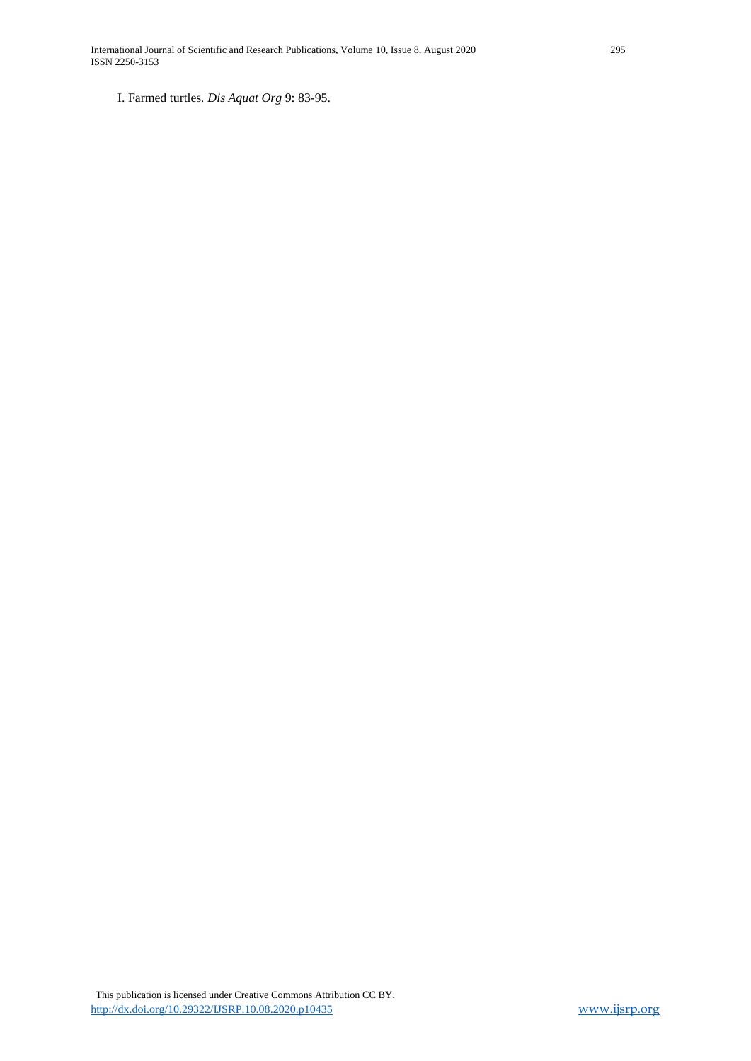I. Farmed turtles. *Dis Aquat Org* 9: 83-95.